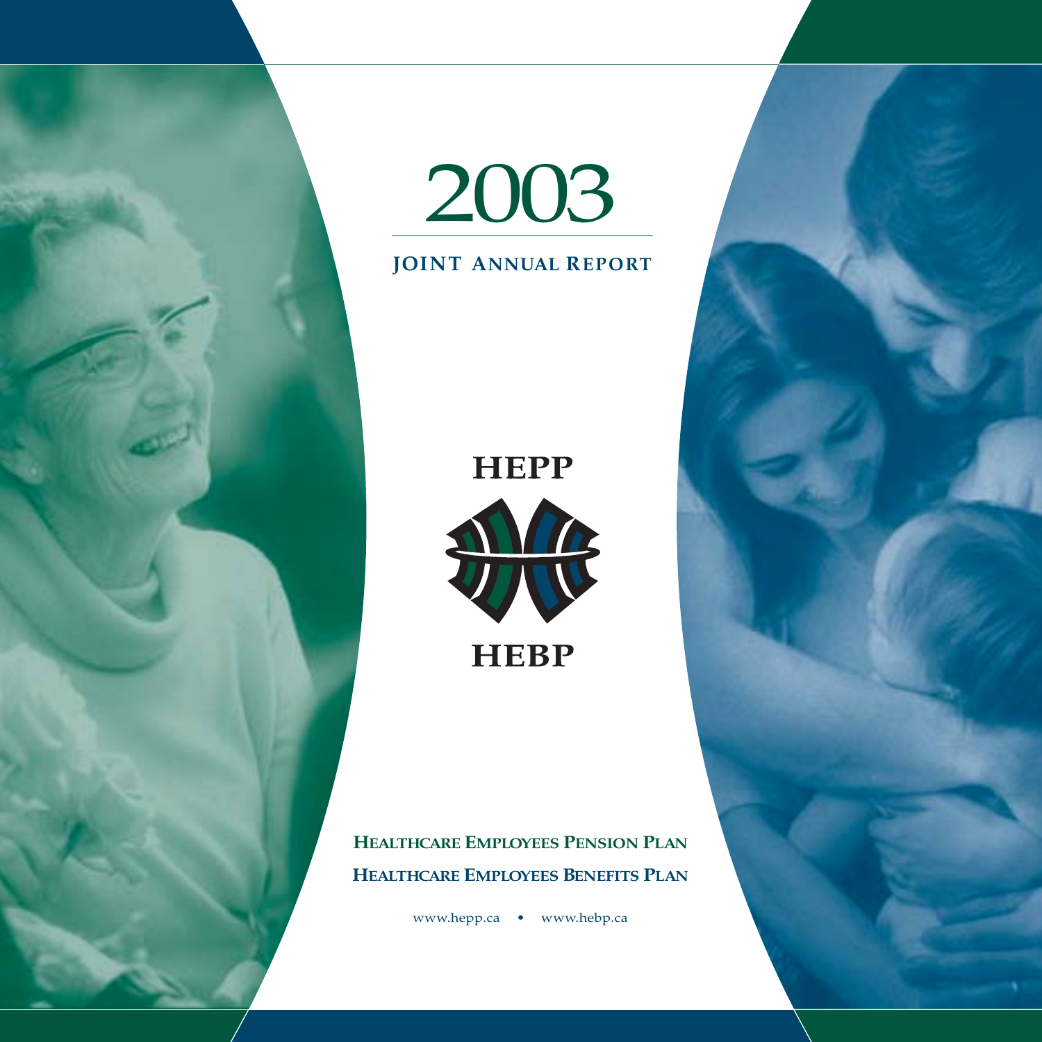# 2003

## JOINT ANNUAL REPORT

**HEPP**

**HEBP**

**HEALTHCARE EMPLOYEES PENSION PLAN**

**HEALTHCARE EMPLOYEES BENEFITS PLAN**

www.hepp.ca • www.hebp.ca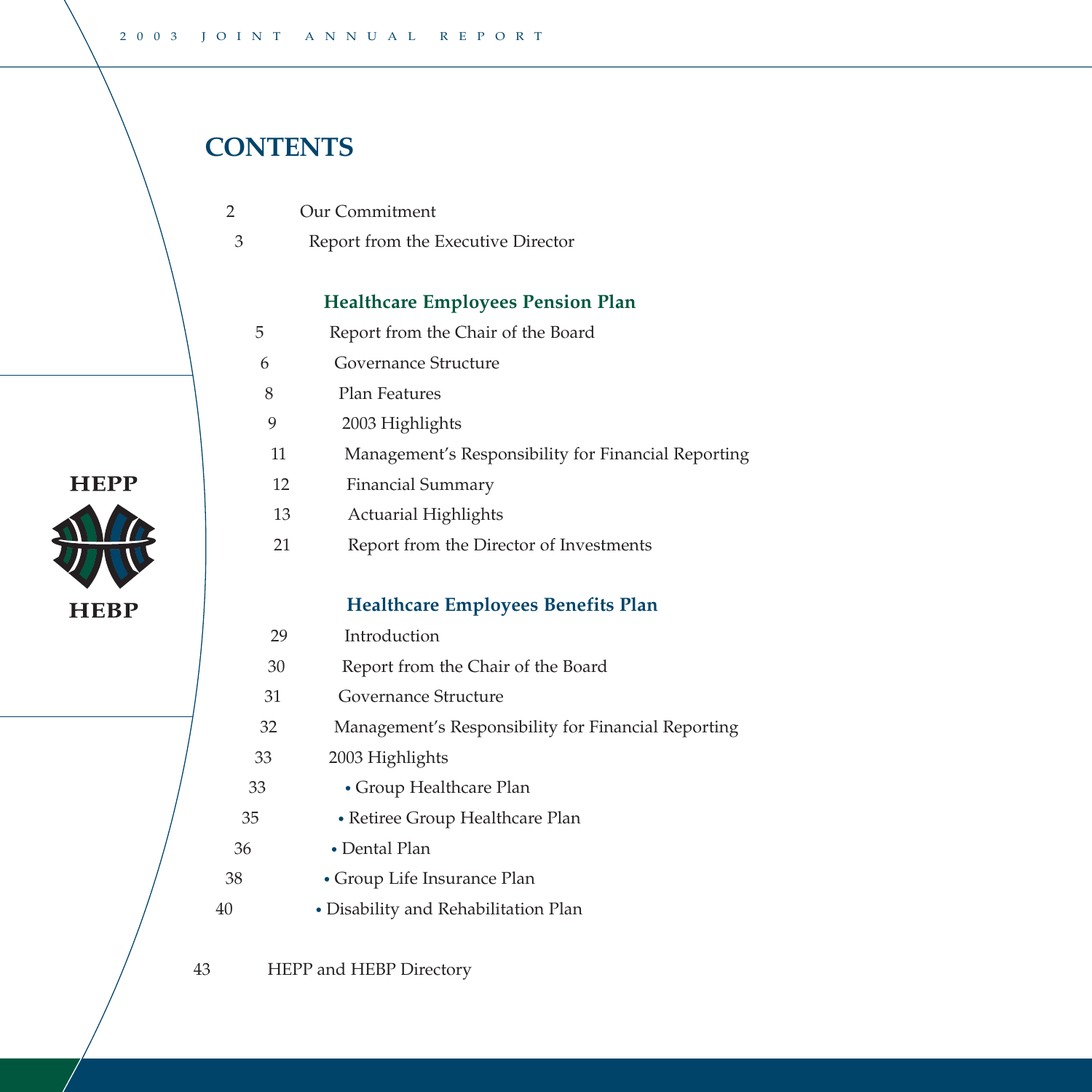# CONTENTS

2 Our Commitment

3 Report from the Executive Director

## Healthcare Employees Pension Plan

5 Report from the Chair of the Board

6 Governance Structure

8 Plan Features

9 2003 Highlights

11 Management's Responsibility for Financial Reporting

12 Financial Summary

13 Actuarial Highlights

21 Report from the Director of Investments

## Healthcare Employees Benefits Plan

29 Introduction

30 Report from the Chair of the Board

31 Governance Structure

32 Management's Responsibility for Financial Reporting

33 2003 Highlights

33 • Group Healthcare Plan

35 • Retiree Group Healthcare Plan

36 • Dental Plan

38 • Group Life Insurance Plan

40 • Disability and Rehabilitation Plan

43 HEPP and HEBP Directory

HEPP

HEBP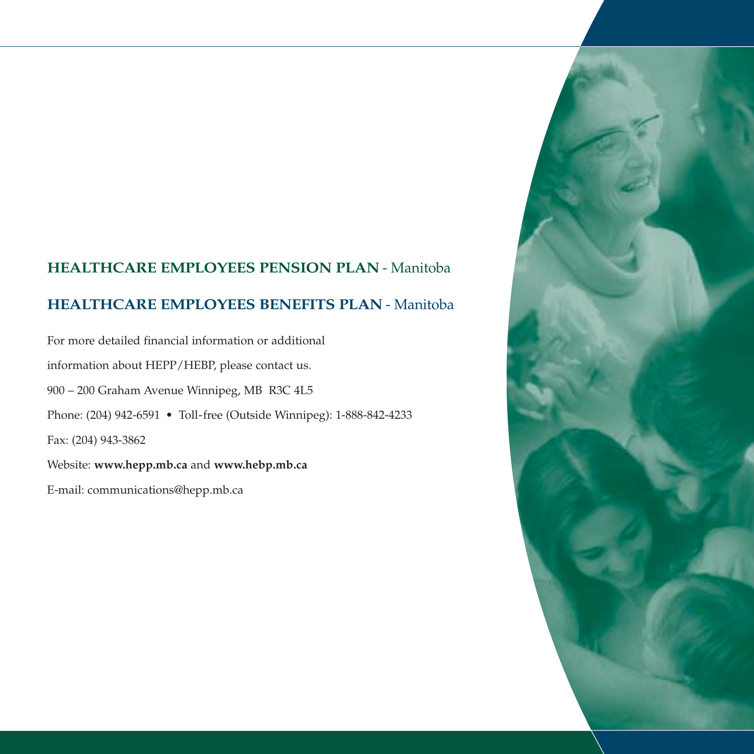**HEALTHCARE EMPLOYEES PENSION PLAN** - Manitoba

**HEALTHCARE EMPLOYEES BENEFITS PLAN** - Manitoba

For more detailed financial information or additional information about HEPP/HEBP, please contact us.

900 – 200 Graham Avenue Winnipeg, MB R3C 4L5

Phone: (204) 942-6591 • Toll-free (Outside Winnipeg): 1-888-842-4233

Fax: (204) 943-3862

Website: **www.hepp.mb.ca** and **www.hebp.mb.ca**

E-mail: communications@hepp.mb.ca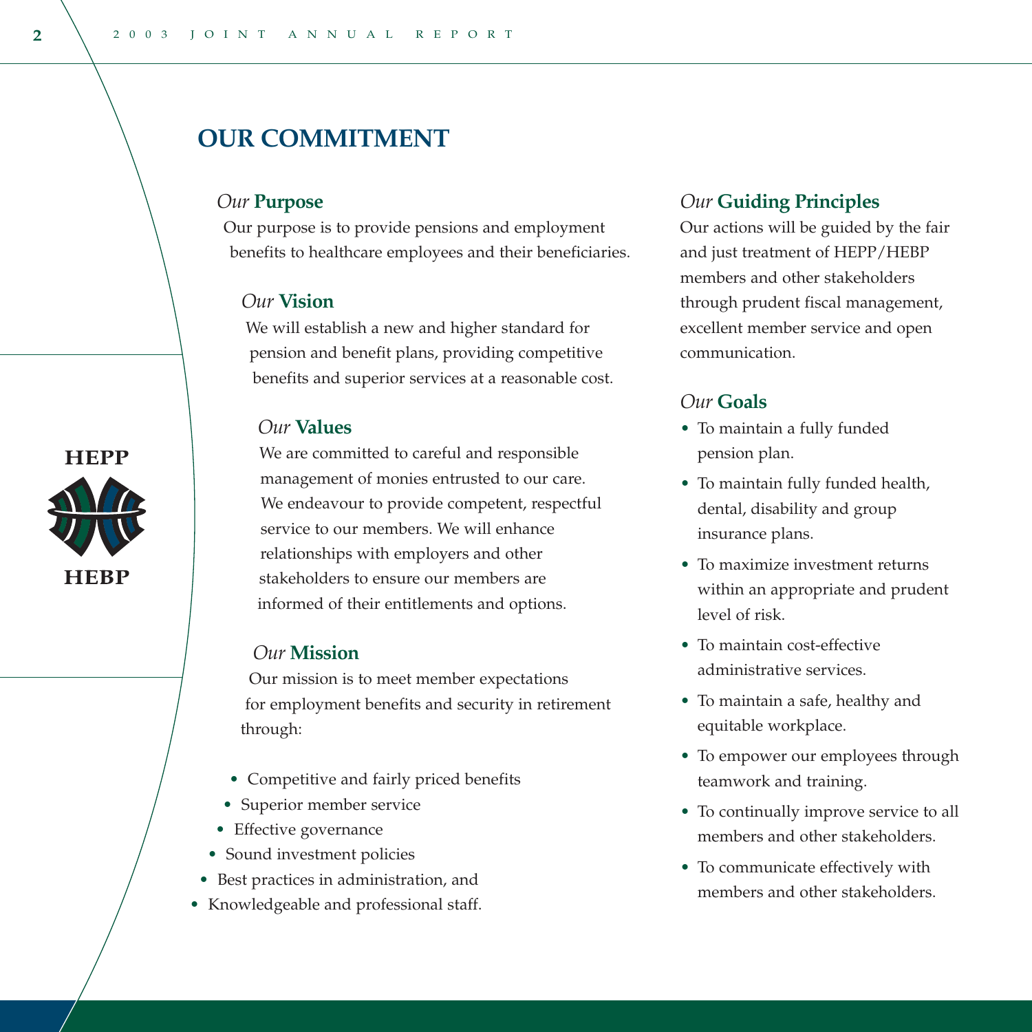# OUR COMMITMENT

## *Our* Purpose

Our purpose is to provide pensions and employment benefits to healthcare employees and their beneficiaries.

## *Our* Vision

We will establish a new and higher standard for pension and benefit plans, providing competitive benefits and superior services at a reasonable cost.

## *Our* Values

We are committed to careful and responsible management of monies entrusted to our care. We endeavour to provide competent, respectful service to our members. We will enhance relationships with employers and other stakeholders to ensure our members are informed of their entitlements and options.

## *Our* Mission

Our mission is to meet member expectations for employment benefits and security in retirement through:

- Competitive and fairly priced benefits
- Superior member service
- Effective governance
- Sound investment policies
- Best practices in administration, and
- Knowledgeable and professional staff.

## *Our* Guiding Principles

Our actions will be guided by the fair and just treatment of HEPP/HEBP members and other stakeholders through prudent fiscal management, excellent member service and open communication.

## *Our* Goals

- To maintain a fully funded pension plan.
- To maintain fully funded health, dental, disability and group insurance plans.
- To maximize investment returns within an appropriate and prudent level of risk.
- To maintain cost-effective administrative services.
- To maintain a safe, healthy and equitable workplace.
- To empower our employees through teamwork and training.
- To continually improve service to all members and other stakeholders.
- To communicate effectively with members and other stakeholders.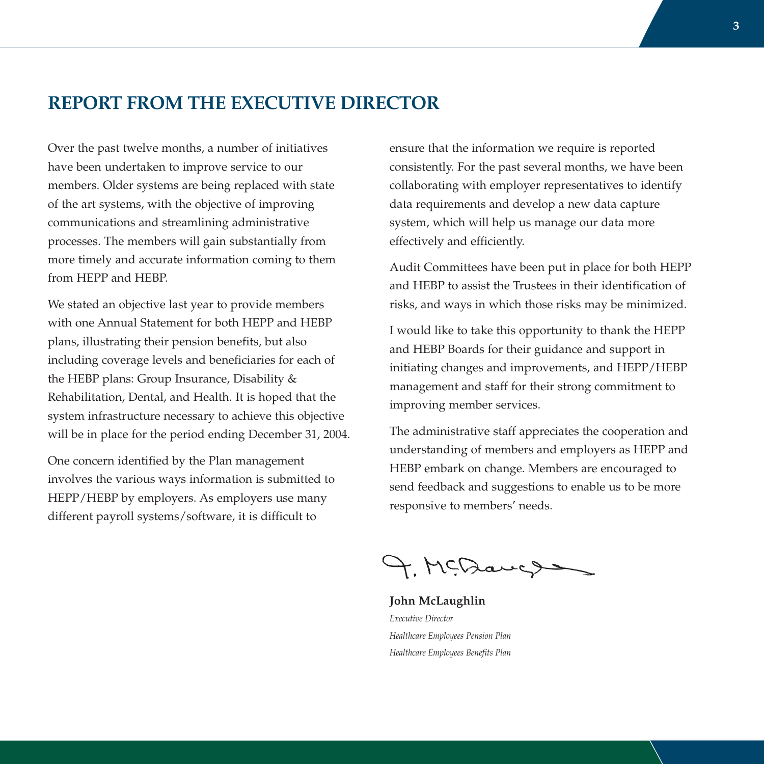# REPORT FROM THE EXECUTIVE DIRECTOR

Over the past twelve months, a number of initiatives have been undertaken to improve service to our members. Older systems are being replaced with state of the art systems, with the objective of improving communications and streamlining administrative processes. The members will gain substantially from more timely and accurate information coming to them from HEPP and HEBP.

We stated an objective last year to provide members with one Annual Statement for both HEPP and HEBP plans, illustrating their pension benefits, but also including coverage levels and beneficiaries for each of the HEBP plans: Group Insurance, Disability & Rehabilitation, Dental, and Health. It is hoped that the system infrastructure necessary to achieve this objective will be in place for the period ending December 31, 2004.

One concern identified by the Plan management involves the various ways information is submitted to HEPP/HEBP by employers. As employers use many different payroll systems/software, it is difficult to ensure that the information we require is reported consistently. For the past several months, we have been collaborating with employer representatives to identify data requirements and develop a new data capture system, which will help us manage our data more effectively and efficiently.

Audit Committees have been put in place for both HEPP and HEBP to assist the Trustees in their identification of risks, and ways in which those risks may be minimized.

I would like to take this opportunity to thank the HEPP and HEBP Boards for their guidance and support in initiating changes and improvements, and HEPP/HEBP management and staff for their strong commitment to improving member services.

The administrative staff appreciates the cooperation and understanding of members and employers as HEPP and HEBP embark on change. Members are encouraged to send feedback and suggestions to enable us to be more responsive to members' needs.

**John McLaughlin**
*Executive Director*
*Healthcare Employees Pension Plan*
*Healthcare Employees Benefits Plan*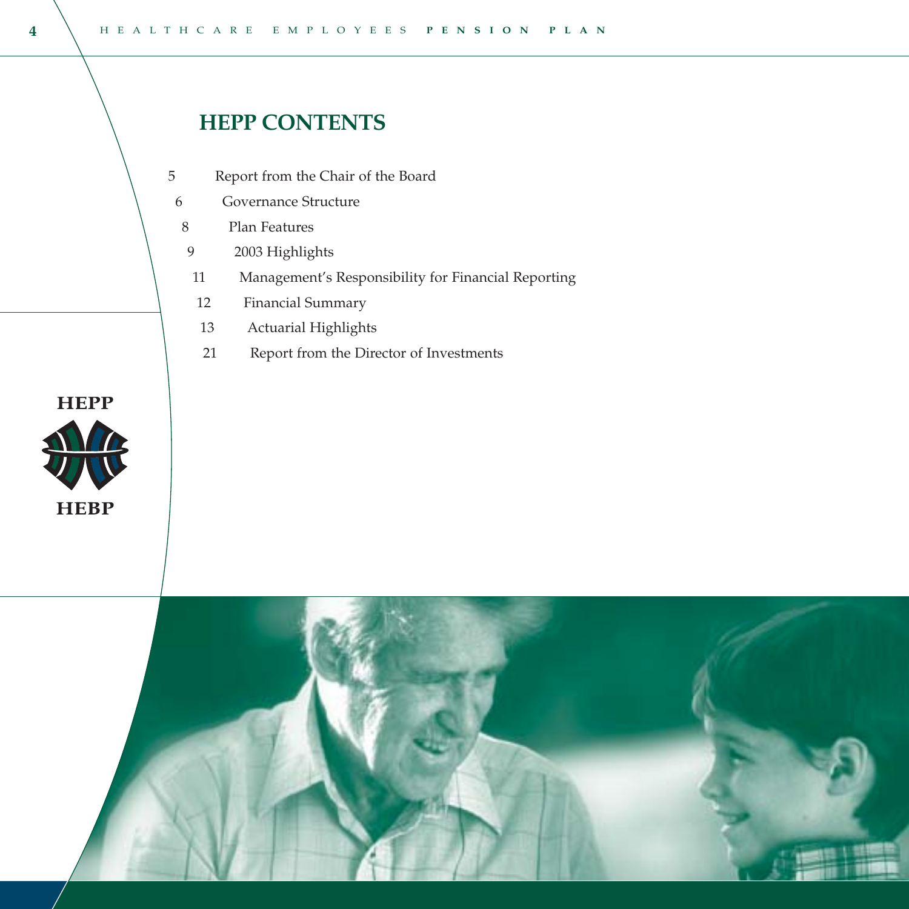# HEPP CONTENTS

| | |
|---|---|
| 5 | Report from the Chair of the Board |
| 6 | Governance Structure |
| 8 | Plan Features |
| 9 | 2003 Highlights |
| 11 | Management's Responsibility for Financial Reporting |
| 12 | Financial Summary |
| 13 | Actuarial Highlights |
| 21 | Report from the Director of Investments |

HEPP

HEBP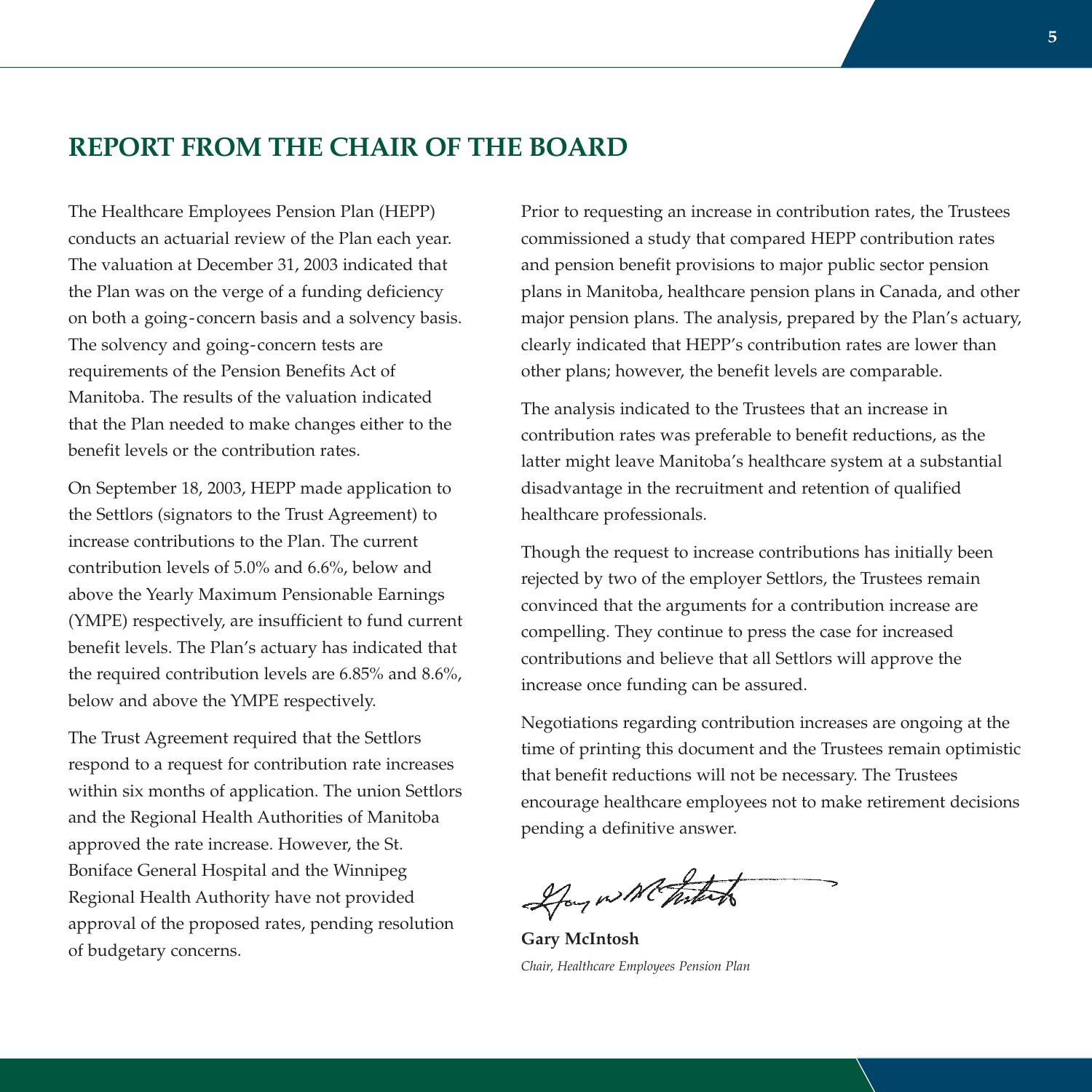## REPORT FROM THE CHAIR OF THE BOARD

The Healthcare Employees Pension Plan (HEPP) conducts an actuarial review of the Plan each year. The valuation at December 31, 2003 indicated that the Plan was on the verge of a funding deficiency on both a going-concern basis and a solvency basis. The solvency and going-concern tests are requirements of the Pension Benefits Act of Manitoba. The results of the valuation indicated that the Plan needed to make changes either to the benefit levels or the contribution rates.

On September 18, 2003, HEPP made application to the Settlors (signators to the Trust Agreement) to increase contributions to the Plan. The current contribution levels of 5.0% and 6.6%, below and above the Yearly Maximum Pensionable Earnings (YMPE) respectively, are insufficient to fund current benefit levels. The Plan's actuary has indicated that the required contribution levels are 6.85% and 8.6%, below and above the YMPE respectively.

The Trust Agreement required that the Settlors respond to a request for contribution rate increases within six months of application. The union Settlors and the Regional Health Authorities of Manitoba approved the rate increase. However, the St. Boniface General Hospital and the Winnipeg Regional Health Authority have not provided approval of the proposed rates, pending resolution of budgetary concerns.

Prior to requesting an increase in contribution rates, the Trustees commissioned a study that compared HEPP contribution rates and pension benefit provisions to major public sector pension plans in Manitoba, healthcare pension plans in Canada, and other major pension plans. The analysis, prepared by the Plan's actuary, clearly indicated that HEPP's contribution rates are lower than other plans; however, the benefit levels are comparable.

The analysis indicated to the Trustees that an increase in contribution rates was preferable to benefit reductions, as the latter might leave Manitoba's healthcare system at a substantial disadvantage in the recruitment and retention of qualified healthcare professionals.

Though the request to increase contributions has initially been rejected by two of the employer Settlors, the Trustees remain convinced that the arguments for a contribution increase are compelling. They continue to press the case for increased contributions and believe that all Settlors will approve the increase once funding can be assured.

Negotiations regarding contribution increases are ongoing at the time of printing this document and the Trustees remain optimistic that benefit reductions will not be necessary. The Trustees encourage healthcare employees not to make retirement decisions pending a definitive answer.

**Gary McIntosh**
*Chair, Healthcare Employees Pension Plan*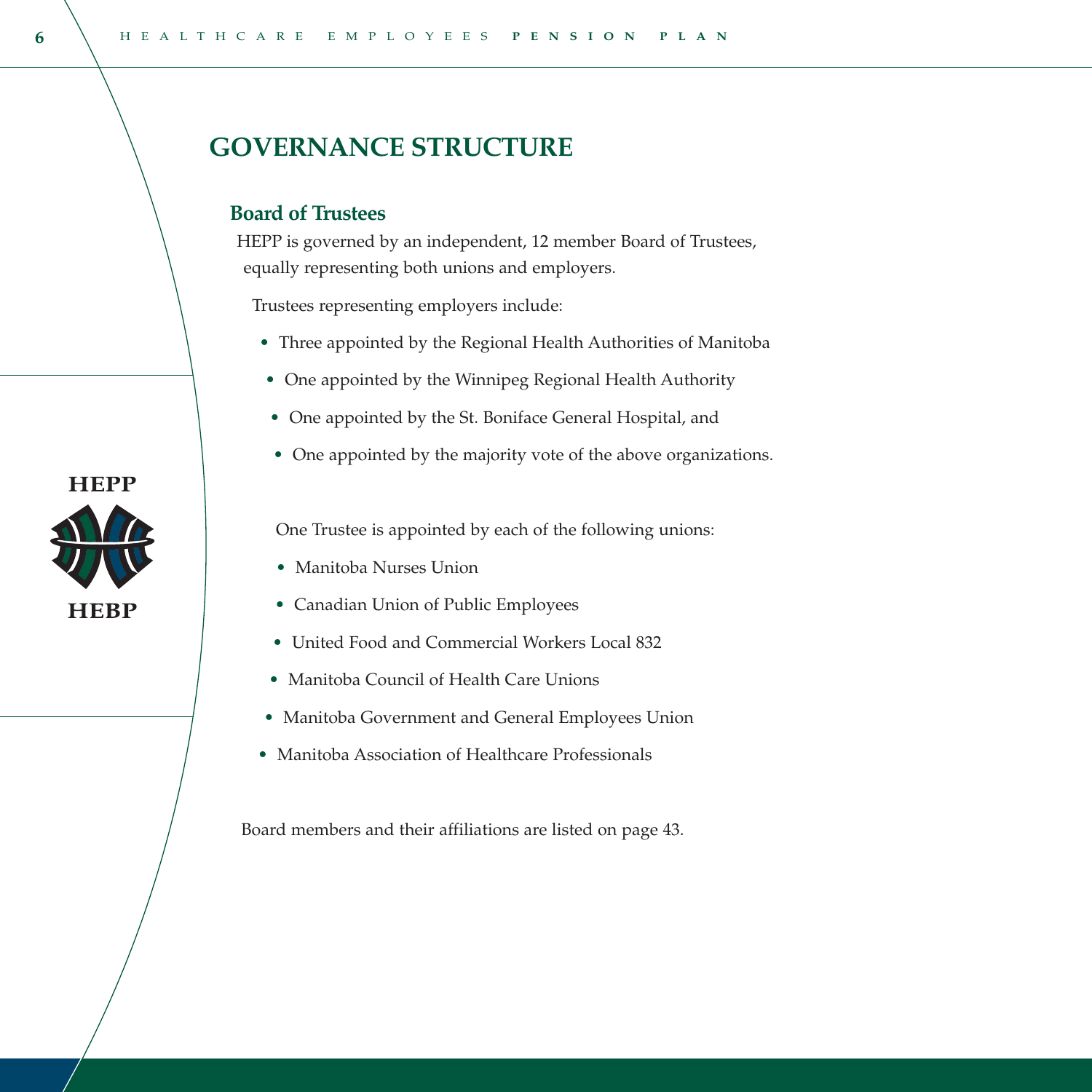# GOVERNANCE STRUCTURE

## Board of Trustees

HEPP is governed by an independent, 12 member Board of Trustees, equally representing both unions and employers.

Trustees representing employers include:

- Three appointed by the Regional Health Authorities of Manitoba
- One appointed by the Winnipeg Regional Health Authority
- One appointed by the St. Boniface General Hospital, and
- One appointed by the majority vote of the above organizations.

One Trustee is appointed by each of the following unions:

- Manitoba Nurses Union
- Canadian Union of Public Employees
- United Food and Commercial Workers Local 832
- Manitoba Council of Health Care Unions
- Manitoba Government and General Employees Union
- Manitoba Association of Healthcare Professionals

Board members and their affiliations are listed on page 43.

HEPP

HEBP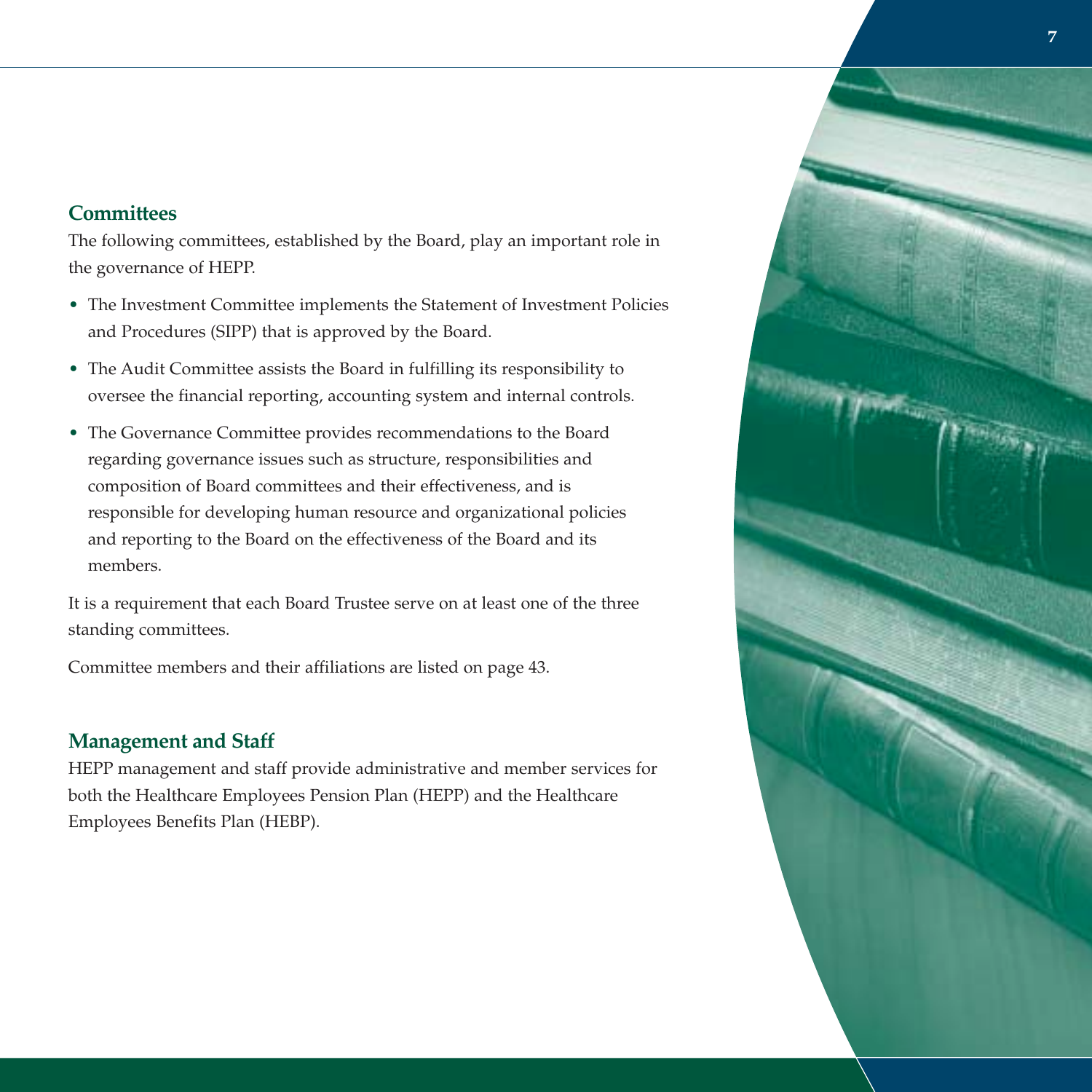## Committees

The following committees, established by the Board, play an important role in the governance of HEPP.

- The Investment Committee implements the Statement of Investment Policies and Procedures (SIPP) that is approved by the Board.
- The Audit Committee assists the Board in fulfilling its responsibility to oversee the financial reporting, accounting system and internal controls.
- The Governance Committee provides recommendations to the Board regarding governance issues such as structure, responsibilities and composition of Board committees and their effectiveness, and is responsible for developing human resource and organizational policies and reporting to the Board on the effectiveness of the Board and its members.

It is a requirement that each Board Trustee serve on at least one of the three standing committees.

Committee members and their affiliations are listed on page 43.

## Management and Staff

HEPP management and staff provide administrative and member services for both the Healthcare Employees Pension Plan (HEPP) and the Healthcare Employees Benefits Plan (HEBP).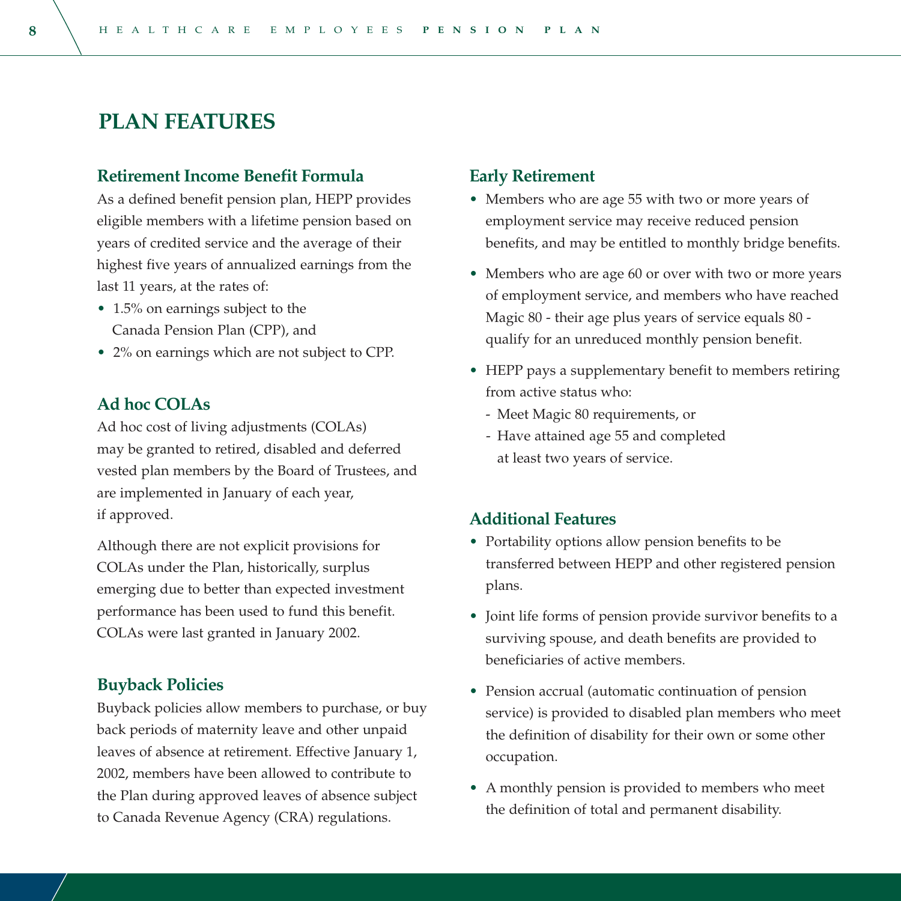# PLAN FEATURES

## Retirement Income Benefit Formula

As a defined benefit pension plan, HEPP provides eligible members with a lifetime pension based on years of credited service and the average of their highest five years of annualized earnings from the last 11 years, at the rates of:

- 1.5% on earnings subject to the Canada Pension Plan (CPP), and
- 2% on earnings which are not subject to CPP.

## Ad hoc COLAs

Ad hoc cost of living adjustments (COLAs) may be granted to retired, disabled and deferred vested plan members by the Board of Trustees, and are implemented in January of each year, if approved.

Although there are not explicit provisions for COLAs under the Plan, historically, surplus emerging due to better than expected investment performance has been used to fund this benefit. COLAs were last granted in January 2002.

## Buyback Policies

Buyback policies allow members to purchase, or buy back periods of maternity leave and other unpaid leaves of absence at retirement. Effective January 1, 2002, members have been allowed to contribute to the Plan during approved leaves of absence subject to Canada Revenue Agency (CRA) regulations.

## Early Retirement

- Members who are age 55 with two or more years of employment service may receive reduced pension benefits, and may be entitled to monthly bridge benefits.
- Members who are age 60 or over with two or more years of employment service, and members who have reached Magic 80 - their age plus years of service equals 80 - qualify for an unreduced monthly pension benefit.
- HEPP pays a supplementary benefit to members retiring from active status who:
  - Meet Magic 80 requirements, or
  - Have attained age 55 and completed at least two years of service.

## Additional Features

- Portability options allow pension benefits to be transferred between HEPP and other registered pension plans.
- Joint life forms of pension provide survivor benefits to a surviving spouse, and death benefits are provided to beneficiaries of active members.
- Pension accrual (automatic continuation of pension service) is provided to disabled plan members who meet the definition of disability for their own or some other occupation.
- A monthly pension is provided to members who meet the definition of total and permanent disability.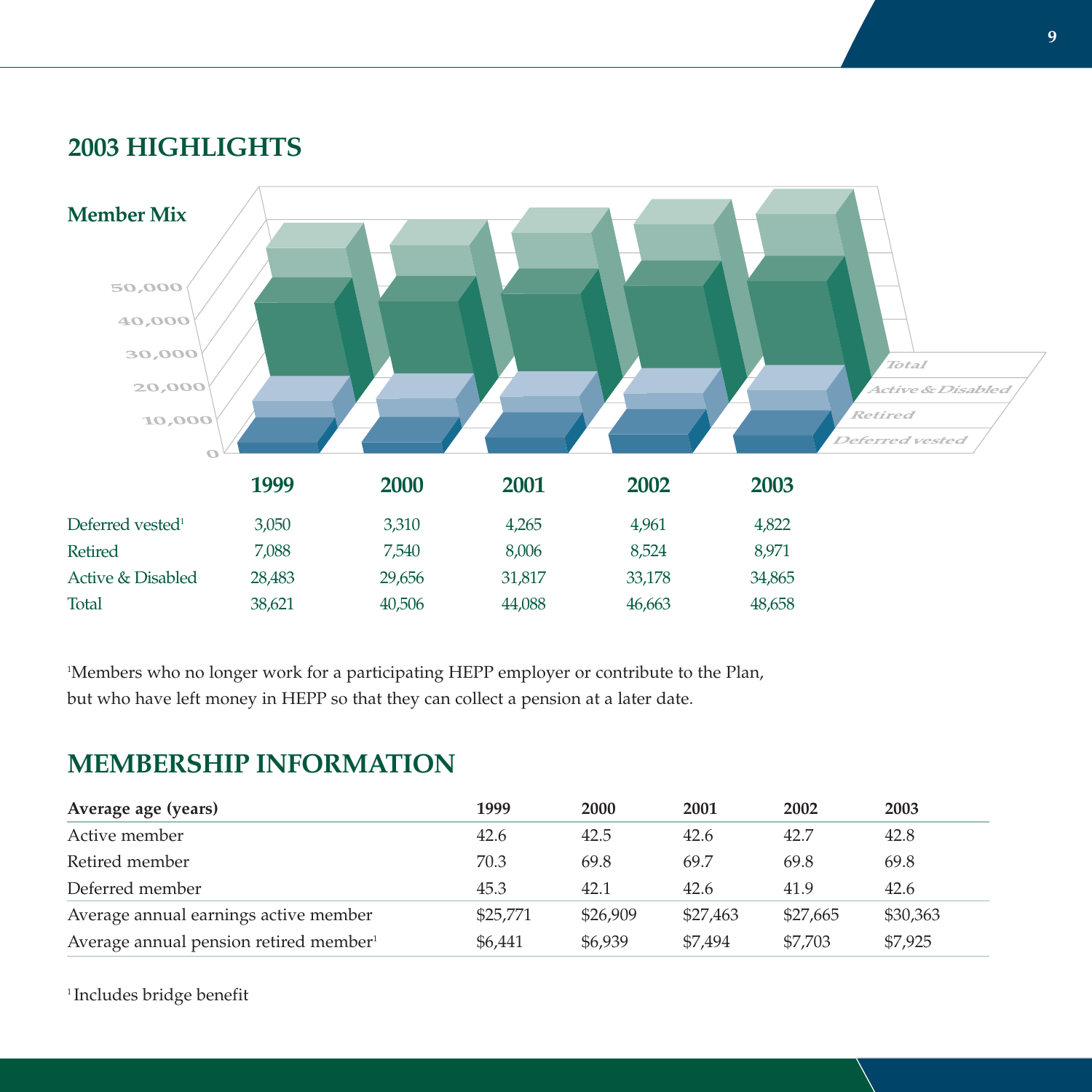## 2003 HIGHLIGHTS

### Member Mix

| | 1999 | 2000 | 2001 | 2002 | 2003 |
|---|---|---|---|---|---|
| Deferred vested[1] | 3,050 | 3,310 | 4,265 | 4,961 | 4,822 |
| Retired | 7,088 | 7,540 | 8,006 | 8,524 | 8,971 |
| Active & Disabled | 28,483 | 29,656 | 31,817 | 33,178 | 34,865 |
| Total | 38,621 | 40,506 | 44,088 | 46,663 | 48,658 |

[1]Members who no longer work for a participating HEPP employer or contribute to the Plan, but who have left money in HEPP so that they can collect a pension at a later date.

## MEMBERSHIP INFORMATION

| Average age (years) | 1999 | 2000 | 2001 | 2002 | 2003 |
|---|---|---|---|---|---|
| Active member | 42.6 | 42.5 | 42.6 | 42.7 | 42.8 |
| Retired member | 70.3 | 69.8 | 69.7 | 69.8 | 69.8 |
| Deferred member | 45.3 | 42.1 | 42.6 | 41.9 | 42.6 |
| Average annual earnings active member | $25,771 | $26,909 | $27,463 | $27,665 | $30,363 |
| Average annual pension retired member[1] | $6,441 | $6,939 | $7,494 | $7,703 | $7,925 |

[1] Includes bridge benefit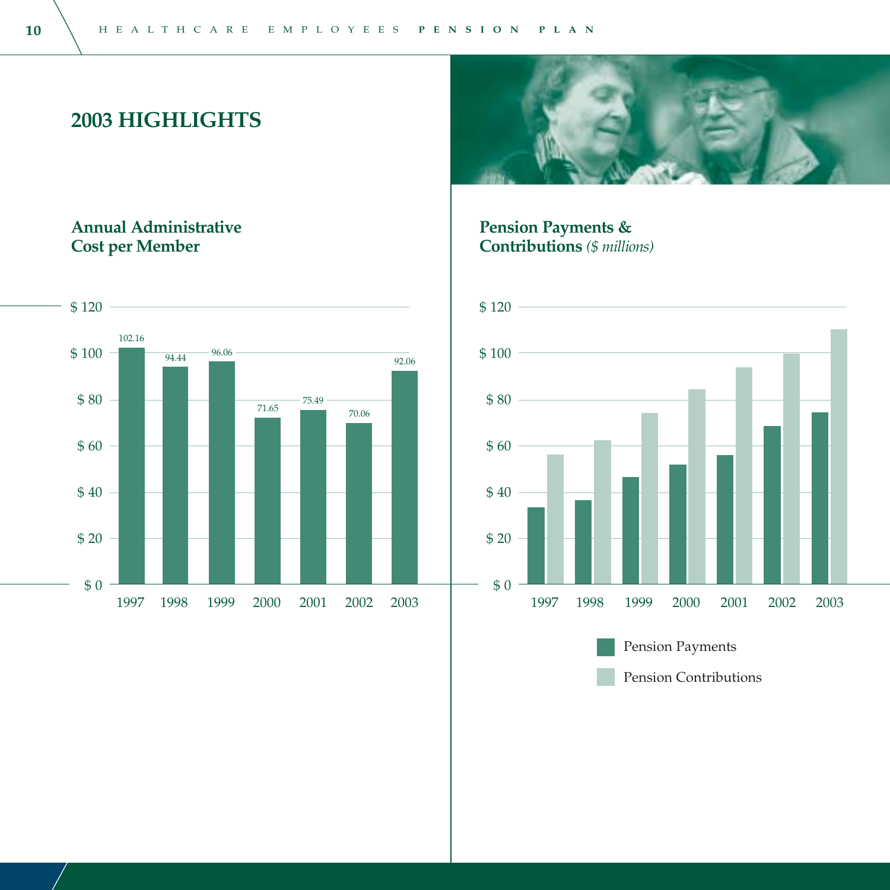# 2003 HIGHLIGHTS

## Annual Administrative Cost per Member

| Year | Cost |
|---|---|
| 1997 | 102.16 |
| 1998 | 94.44 |
| 1999 | 96.06 |
| 2000 | 71.65 |
| 2001 | 75.49 |
| 2002 | 70.06 |
| 2003 | 92.06 |

## Pension Payments & Contributions *($ millions)*

$ 120
$ 100
$ 80
$ 60
$ 40
$ 20
$ 0

1997 1998 1999 2000 2001 2002 2003

Pension Payments

Pension Contributions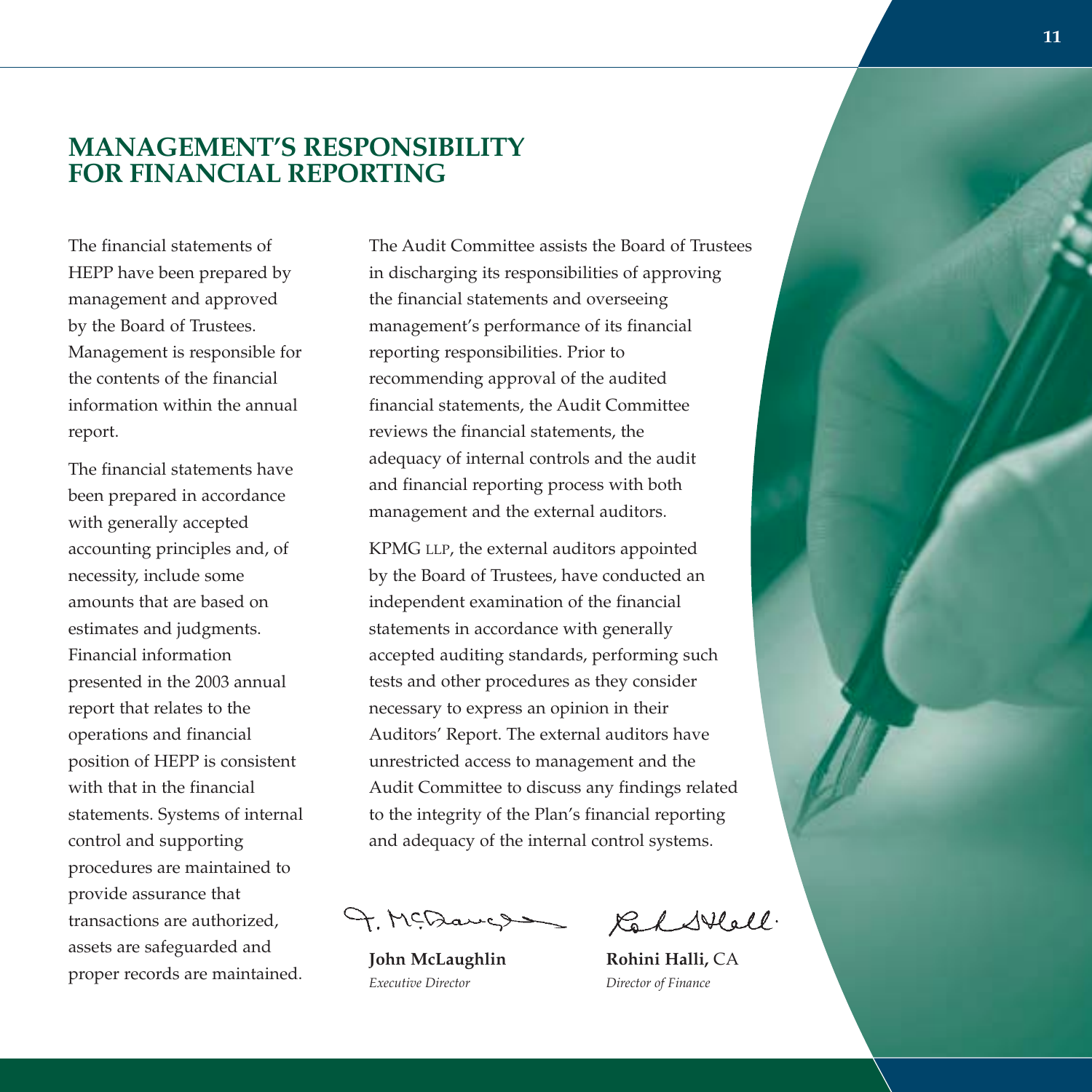# MANAGEMENT'S RESPONSIBILITY FOR FINANCIAL REPORTING

The financial statements of HEPP have been prepared by management and approved by the Board of Trustees. Management is responsible for the contents of the financial information within the annual report.

The financial statements have been prepared in accordance with generally accepted accounting principles and, of necessity, include some amounts that are based on estimates and judgments. Financial information presented in the 2003 annual report that relates to the operations and financial position of HEPP is consistent with that in the financial statements. Systems of internal control and supporting procedures are maintained to provide assurance that transactions are authorized, assets are safeguarded and proper records are maintained.

The Audit Committee assists the Board of Trustees in discharging its responsibilities of approving the financial statements and overseeing management's performance of its financial reporting responsibilities. Prior to recommending approval of the audited financial statements, the Audit Committee reviews the financial statements, the adequacy of internal controls and the audit and financial reporting process with both management and the external auditors.

KPMG LLP, the external auditors appointed by the Board of Trustees, have conducted an independent examination of the financial statements in accordance with generally accepted auditing standards, performing such tests and other procedures as they consider necessary to express an opinion in their Auditors' Report. The external auditors have unrestricted access to management and the Audit Committee to discuss any findings related to the integrity of the Plan's financial reporting and adequacy of the internal control systems.

**John McLaughlin**
*Executive Director*

**Rohini Halli,** CA
*Director of Finance*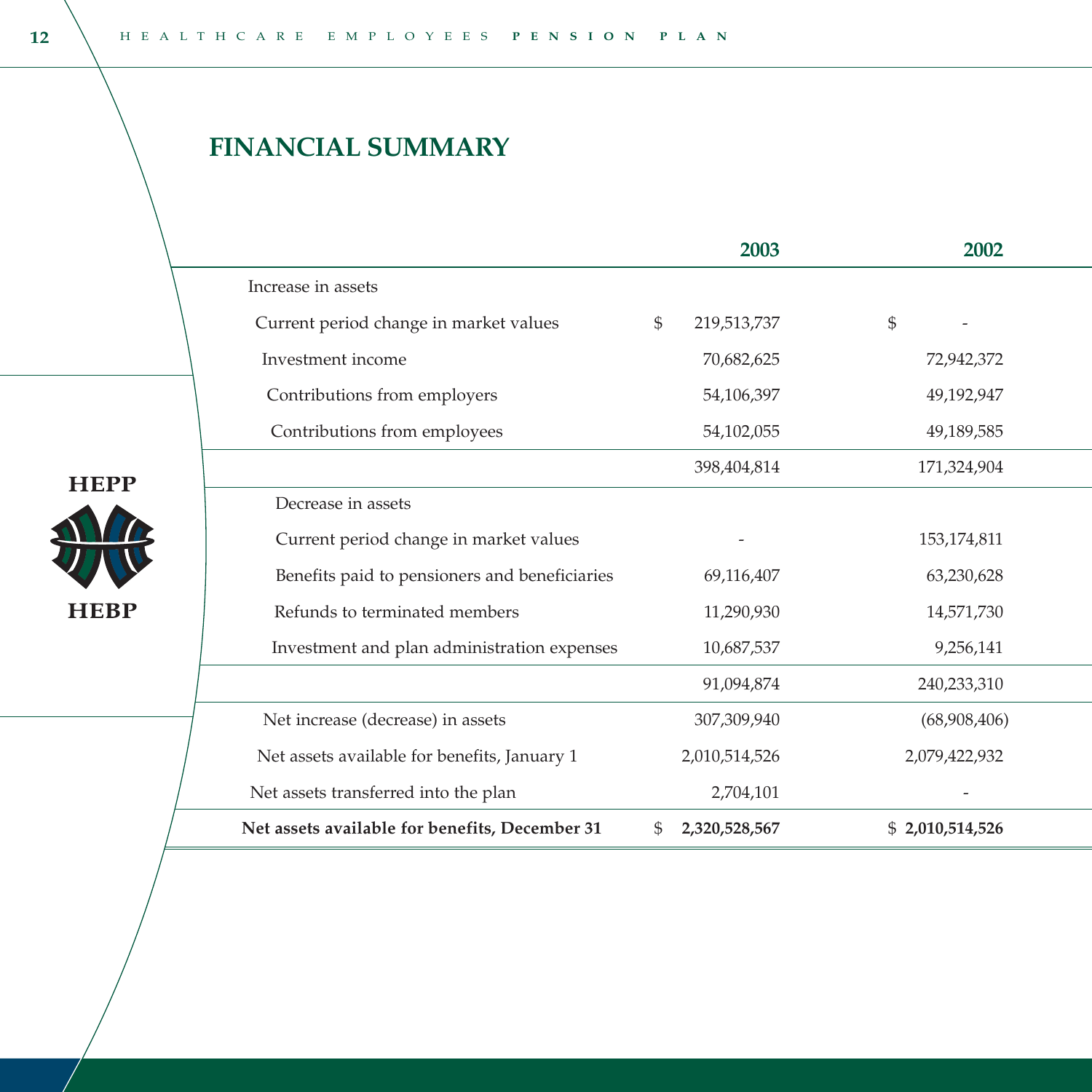## FINANCIAL SUMMARY

| | 2003 | 2002 |
|---|---|---|
| Increase in assets | | |
| Current period change in market values | $ 219,513,737 | $ - |
| Investment income | 70,682,625 | 72,942,372 |
| Contributions from employers | 54,106,397 | 49,192,947 |
| Contributions from employees | 54,102,055 | 49,189,585 |
| | 398,404,814 | 171,324,904 |
| Decrease in assets | | |
| Current period change in market values | - | 153,174,811 |
| Benefits paid to pensioners and beneficiaries | 69,116,407 | 63,230,628 |
| Refunds to terminated members | 11,290,930 | 14,571,730 |
| Investment and plan administration expenses | 10,687,537 | 9,256,141 |
| | 91,094,874 | 240,233,310 |
| Net increase (decrease) in assets | 307,309,940 | (68,908,406) |
| Net assets available for benefits, January 1 | 2,010,514,526 | 2,079,422,932 |
| Net assets transferred into the plan | 2,704,101 | - |
| **Net assets available for benefits, December 31** | $ **2,320,528,567** | $ **2,010,514,526** |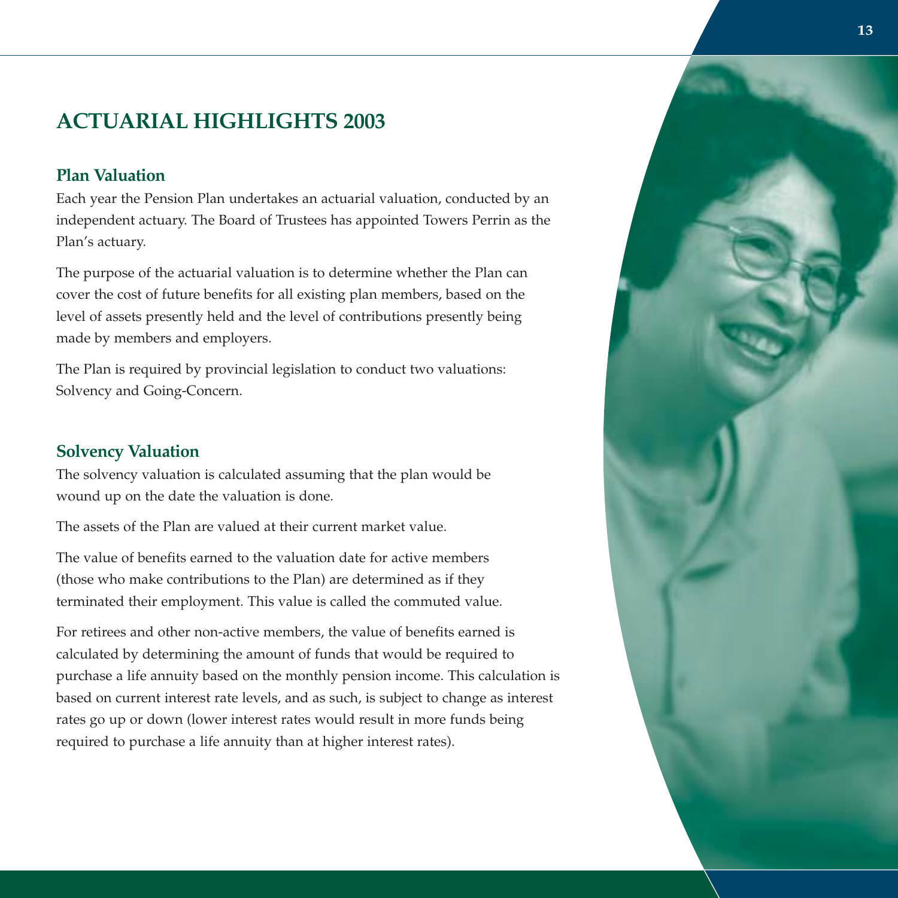# ACTUARIAL HIGHLIGHTS 2003

## Plan Valuation

Each year the Pension Plan undertakes an actuarial valuation, conducted by an independent actuary. The Board of Trustees has appointed Towers Perrin as the Plan's actuary.

The purpose of the actuarial valuation is to determine whether the Plan can cover the cost of future benefits for all existing plan members, based on the level of assets presently held and the level of contributions presently being made by members and employers.

The Plan is required by provincial legislation to conduct two valuations: Solvency and Going-Concern.

## Solvency Valuation

The solvency valuation is calculated assuming that the plan would be wound up on the date the valuation is done.

The assets of the Plan are valued at their current market value.

The value of benefits earned to the valuation date for active members (those who make contributions to the Plan) are determined as if they terminated their employment. This value is called the commuted value.

For retirees and other non-active members, the value of benefits earned is calculated by determining the amount of funds that would be required to purchase a life annuity based on the monthly pension income. This calculation is based on current interest rate levels, and as such, is subject to change as interest rates go up or down (lower interest rates would result in more funds being required to purchase a life annuity than at higher interest rates).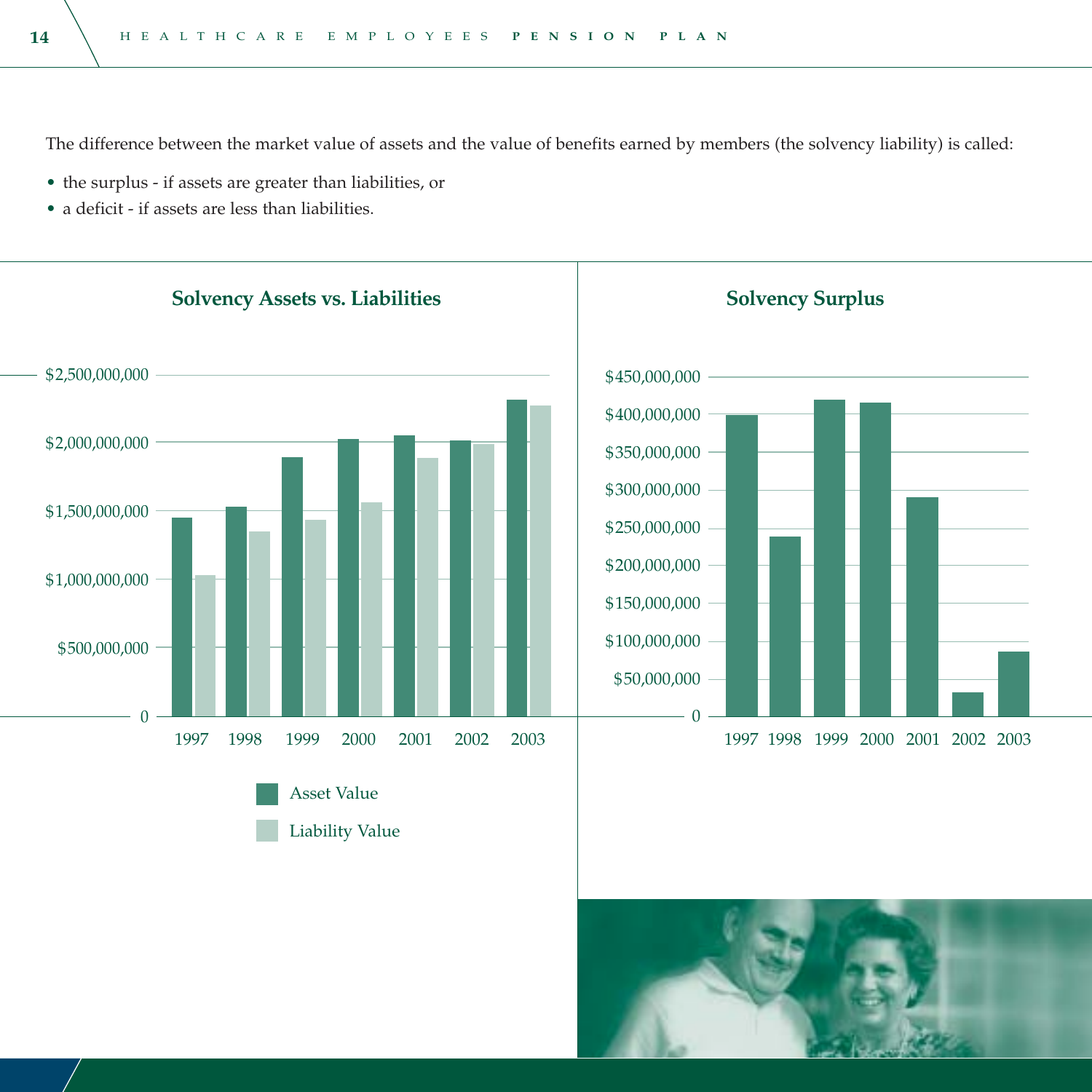The difference between the market value of assets and the value of benefits earned by members (the solvency liability) is called:

- the surplus - if assets are greater than liabilities, or
- a deficit - if assets are less than liabilities.

## Solvency Assets vs. Liabilities

Asset Value

Liability Value

## Solvency Surplus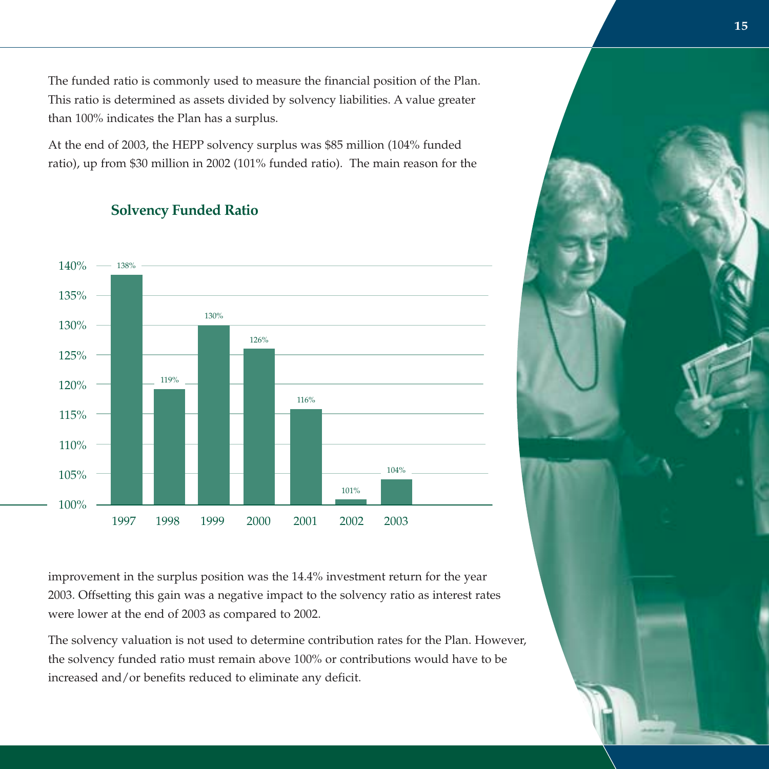The funded ratio is commonly used to measure the financial position of the Plan. This ratio is determined as assets divided by solvency liabilities. A value greater than 100% indicates the Plan has a surplus.

At the end of 2003, the HEPP solvency surplus was $85 million (104% funded ratio), up from $30 million in 2002 (101% funded ratio). The main reason for the improvement in the surplus position was the 14.4% investment return for the year 2003. Offsetting this gain was a negative impact to the solvency ratio as interest rates were lower at the end of 2003 as compared to 2002.

## Solvency Funded Ratio

| Year | Solvency Funded Ratio |
|---|---|
| 1997 | 138% |
| 1998 | 119% |
| 1999 | 130% |
| 2000 | 126% |
| 2001 | 116% |
| 2002 | 101% |
| 2003 | 104% |

The solvency valuation is not used to determine contribution rates for the Plan. However, the solvency funded ratio must remain above 100% or contributions would have to be increased and/or benefits reduced to eliminate any deficit.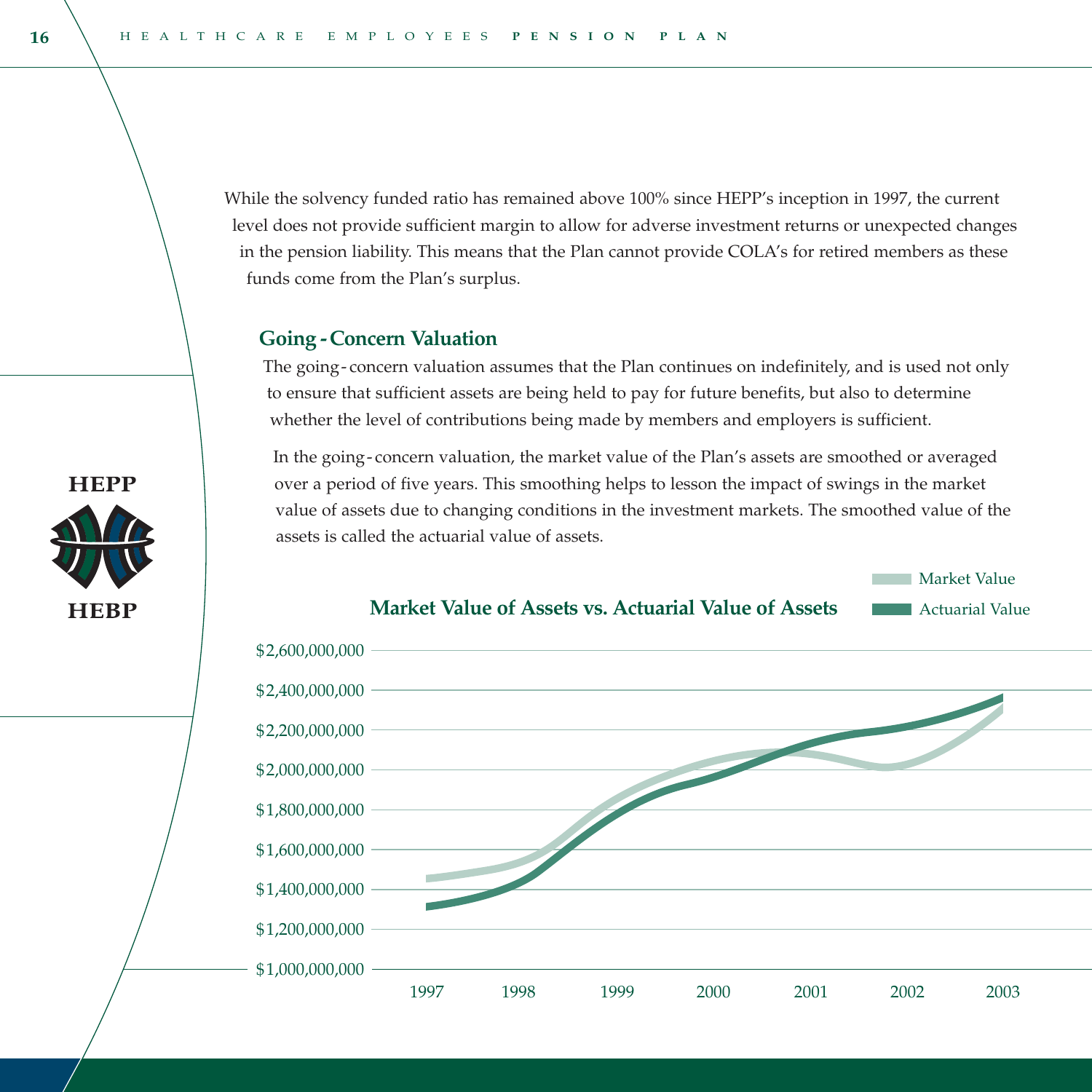While the solvency funded ratio has remained above 100% since HEPP's inception in 1997, the current level does not provide sufficient margin to allow for adverse investment returns or unexpected changes in the pension liability. This means that the Plan cannot provide COLA's for retired members as these funds come from the Plan's surplus.

## Going - Concern Valuation

The going - concern valuation assumes that the Plan continues on indefinitely, and is used not only to ensure that sufficient assets are being held to pay for future benefits, but also to determine whether the level of contributions being made by members and employers is sufficient.

In the going - concern valuation, the market value of the Plan's assets are smoothed or averaged over a period of five years. This smoothing helps to lesson the impact of swings in the market value of assets due to changing conditions in the investment markets. The smoothed value of the assets is called the actuarial value of assets.

**Market Value of Assets vs. Actuarial Value of Assets**

Market Value
Actuarial Value

$2,600,000,000
$2,400,000,000
$2,200,000,000
$2,000,000,000
$1,800,000,000
$1,600,000,000
$1,400,000,000
$1,200,000,000
$1,000,000,000

1997 1998 1999 2000 2001 2002 2003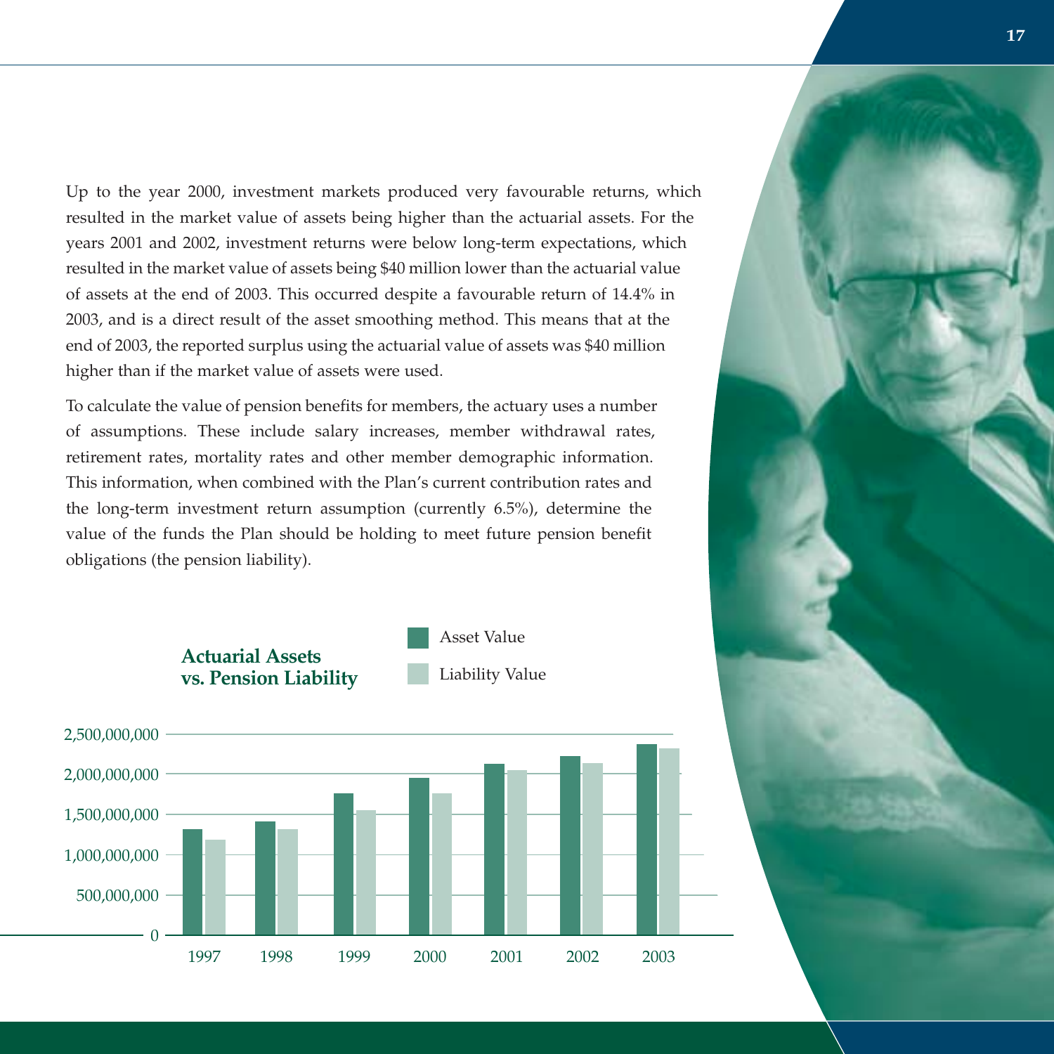Up to the year 2000, investment markets produced very favourable returns, which resulted in the market value of assets being higher than the actuarial assets. For the years 2001 and 2002, investment returns were below long-term expectations, which resulted in the market value of assets being $40 million lower than the actuarial value of assets at the end of 2003. This occurred despite a favourable return of 14.4% in 2003, and is a direct result of the asset smoothing method. This means that at the end of 2003, the reported surplus using the actuarial value of assets was $40 million higher than if the market value of assets were used.

To calculate the value of pension benefits for members, the actuary uses a number of assumptions. These include salary increases, member withdrawal rates, retirement rates, mortality rates and other member demographic information. This information, when combined with the Plan's current contribution rates and the long-term investment return assumption (currently 6.5%), determine the value of the funds the Plan should be holding to meet future pension benefit obligations (the pension liability).

**Actuarial Assets vs. Pension Liability**

Legend: Asset Value; Liability Value

Y-axis: 0; 500,000,000; 1,000,000,000; 1,500,000,000; 2,000,000,000; 2,500,000,000

X-axis: 1997, 1998, 1999, 2000, 2001, 2002, 2003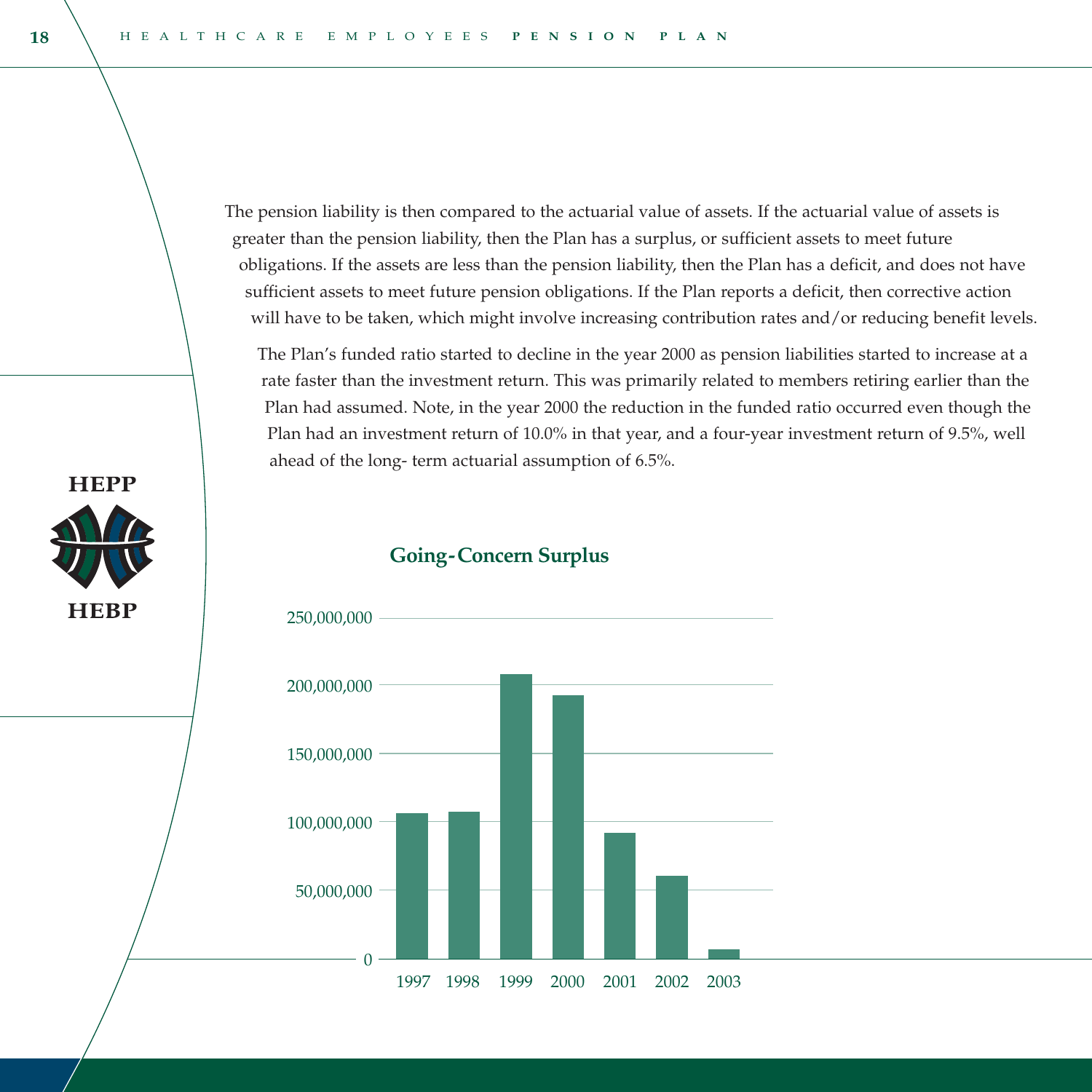The pension liability is then compared to the actuarial value of assets. If the actuarial value of assets is greater than the pension liability, then the Plan has a surplus, or sufficient assets to meet future obligations. If the assets are less than the pension liability, then the Plan has a deficit, and does not have sufficient assets to meet future pension obligations. If the Plan reports a deficit, then corrective action will have to be taken, which might involve increasing contribution rates and/or reducing benefit levels.

The Plan's funded ratio started to decline in the year 2000 as pension liabilities started to increase at a rate faster than the investment return. This was primarily related to members retiring earlier than the Plan had assumed. Note, in the year 2000 the reduction in the funded ratio occurred even though the Plan had an investment return of 10.0% in that year, and a four-year investment return of 9.5%, well ahead of the long- term actuarial assumption of 6.5%.

**Going-Concern Surplus**

| Year | Going-Concern Surplus (approx.) |
|---|---|
| 1997 | 106,000,000 |
| 1998 | 107,000,000 |
| 1999 | 208,000,000 |
| 2000 | 193,000,000 |
| 2001 | 92,000,000 |
| 2002 | 61,000,000 |
| 2003 | 7,000,000 |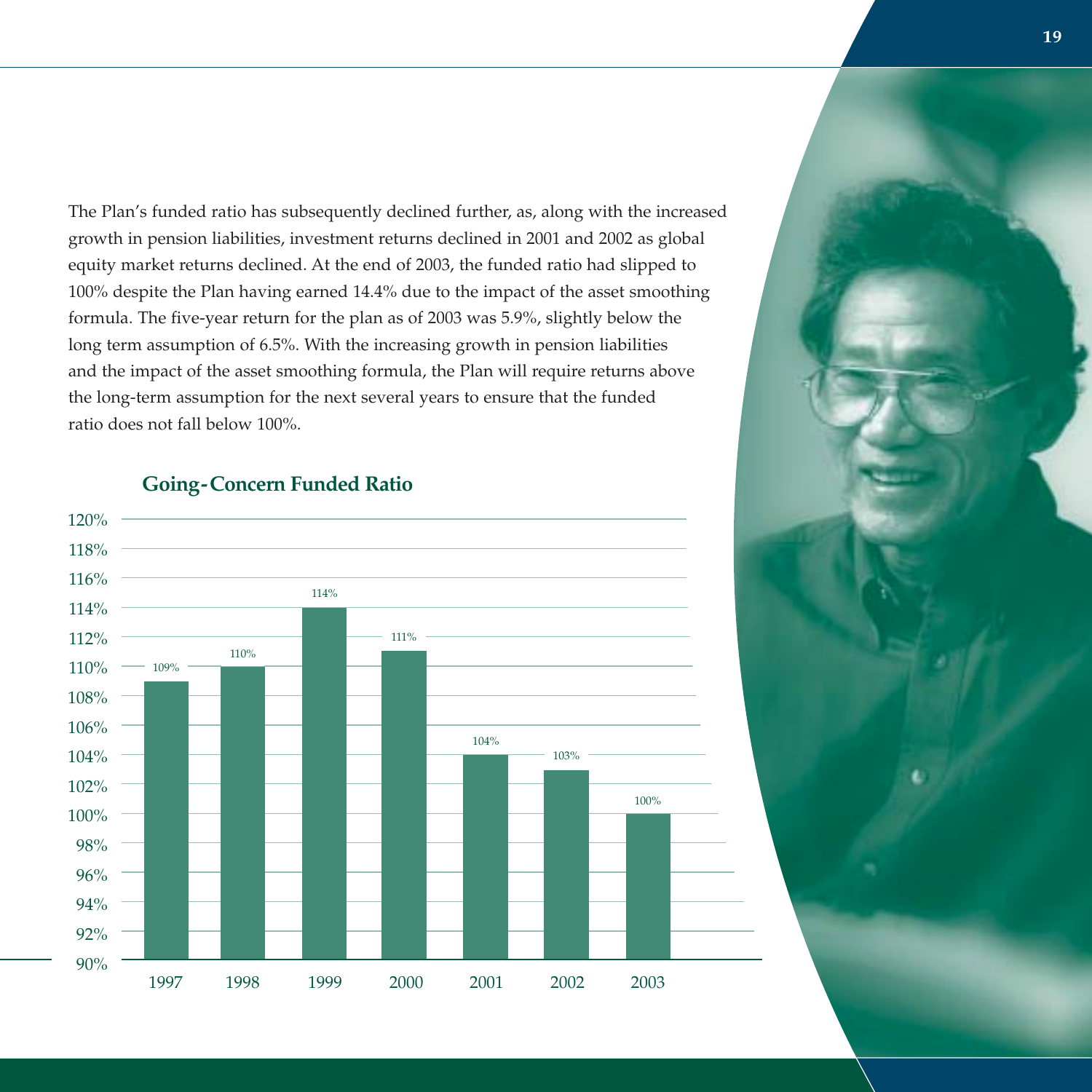The Plan's funded ratio has subsequently declined further, as, along with the increased growth in pension liabilities, investment returns declined in 2001 and 2002 as global equity market returns declined. At the end of 2003, the funded ratio had slipped to 100% despite the Plan having earned 14.4% due to the impact of the asset smoothing formula. The five-year return for the plan as of 2003 was 5.9%, slightly below the long term assumption of 6.5%. With the increasing growth in pension liabilities and the impact of the asset smoothing formula, the Plan will require returns above the long-term assumption for the next several years to ensure that the funded ratio does not fall below 100%.

**Going-Concern Funded Ratio**

| Year | Funded Ratio |
|---|---|
| 1997 | 109% |
| 1998 | 110% |
| 1999 | 114% |
| 2000 | 111% |
| 2001 | 104% |
| 2002 | 103% |
| 2003 | 100% |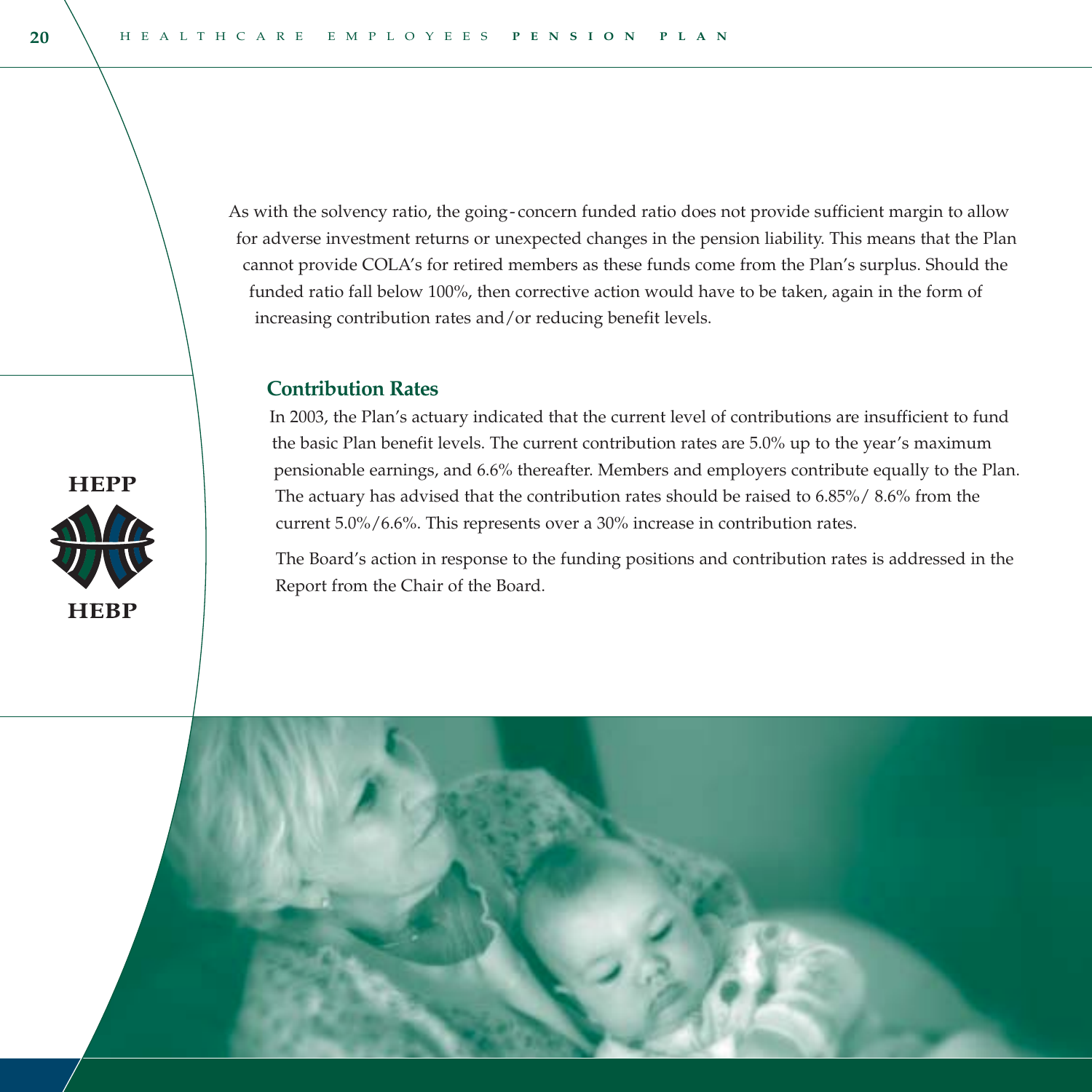As with the solvency ratio, the going-concern funded ratio does not provide sufficient margin to allow for adverse investment returns or unexpected changes in the pension liability. This means that the Plan cannot provide COLA's for retired members as these funds come from the Plan's surplus. Should the funded ratio fall below 100%, then corrective action would have to be taken, again in the form of increasing contribution rates and/or reducing benefit levels.

### Contribution Rates

In 2003, the Plan's actuary indicated that the current level of contributions are insufficient to fund the basic Plan benefit levels. The current contribution rates are 5.0% up to the year's maximum pensionable earnings, and 6.6% thereafter. Members and employers contribute equally to the Plan. The actuary has advised that the contribution rates should be raised to 6.85%/ 8.6% from the current 5.0%/6.6%. This represents over a 30% increase in contribution rates.

The Board's action in response to the funding positions and contribution rates is addressed in the Report from the Chair of the Board.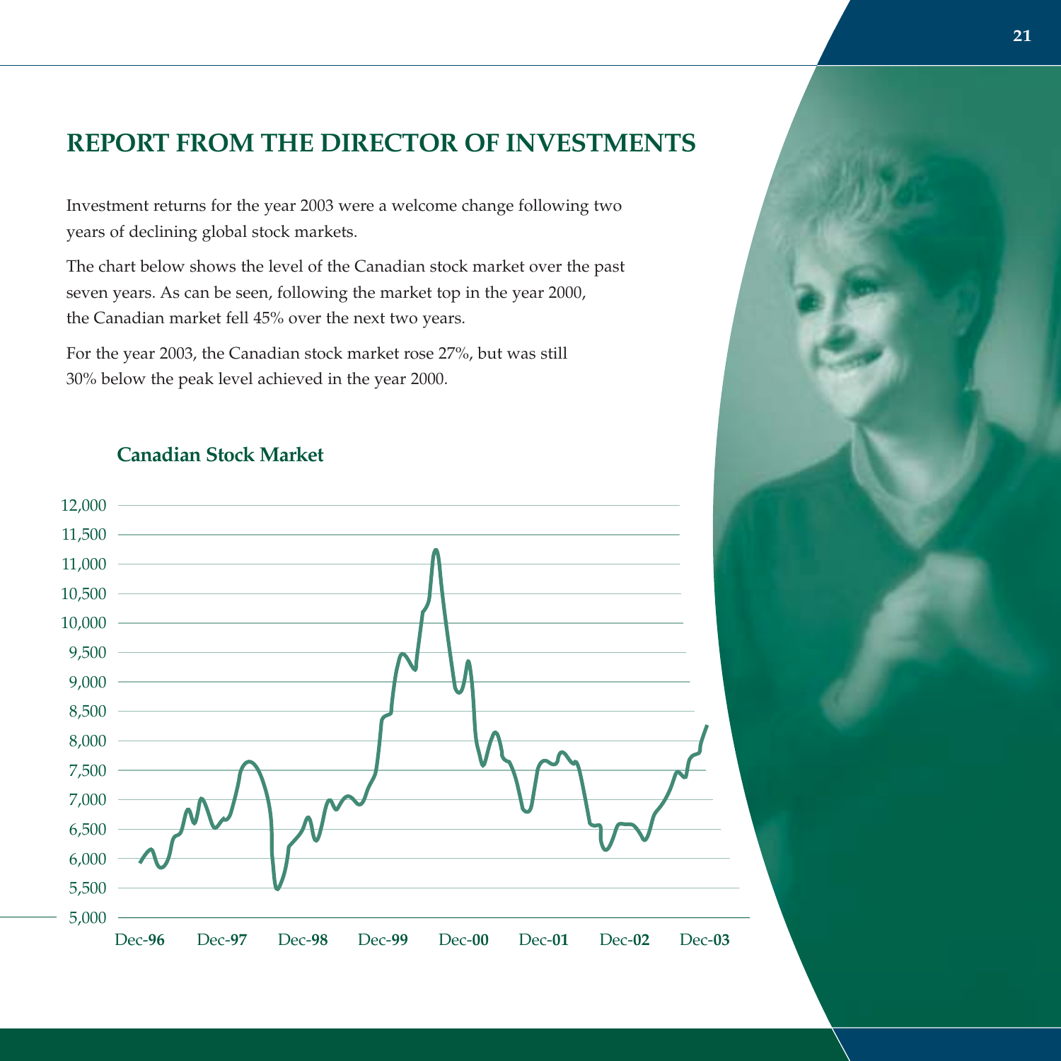# REPORT FROM THE DIRECTOR OF INVESTMENTS

Investment returns for the year 2003 were a welcome change following two years of declining global stock markets.

The chart below shows the level of the Canadian stock market over the past seven years. As can be seen, following the market top in the year 2000, the Canadian market fell 45% over the next two years.

For the year 2003, the Canadian stock market rose 27%, but was still 30% below the peak level achieved in the year 2000.

## Canadian Stock Market

12,000
11,500
11,000
10,500
10,000
9,500
9,000
8,500
8,000
7,500
7,000
6,500
6,000
5,500
5,000

Dec-96 Dec-97 Dec-98 Dec-99 Dec-00 Dec-01 Dec-02 Dec-03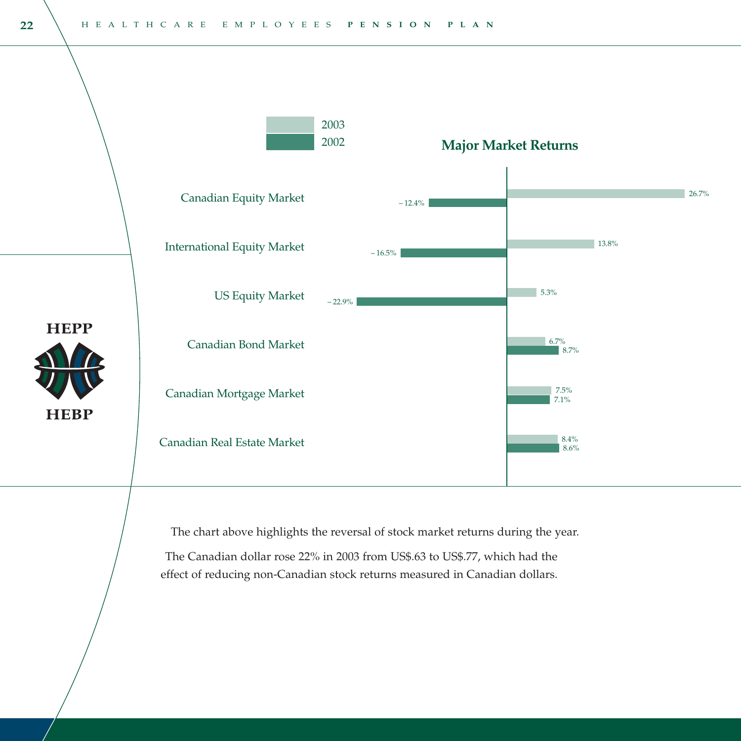## Major Market Returns

| Market | 2003 | 2002 |
|---|---|---|
| Canadian Equity Market | 26.7% | −12.4% |
| International Equity Market | 13.8% | −16.5% |
| US Equity Market | 5.3% | −22.9% |
| Canadian Bond Market | 6.7% | 8.7% |
| Canadian Mortgage Market | 7.5% | 7.1% |
| Canadian Real Estate Market | 8.4% | 8.6% |

The chart above highlights the reversal of stock market returns during the year.

The Canadian dollar rose 22% in 2003 from US$.63 to US$.77, which had the effect of reducing non-Canadian stock returns measured in Canadian dollars.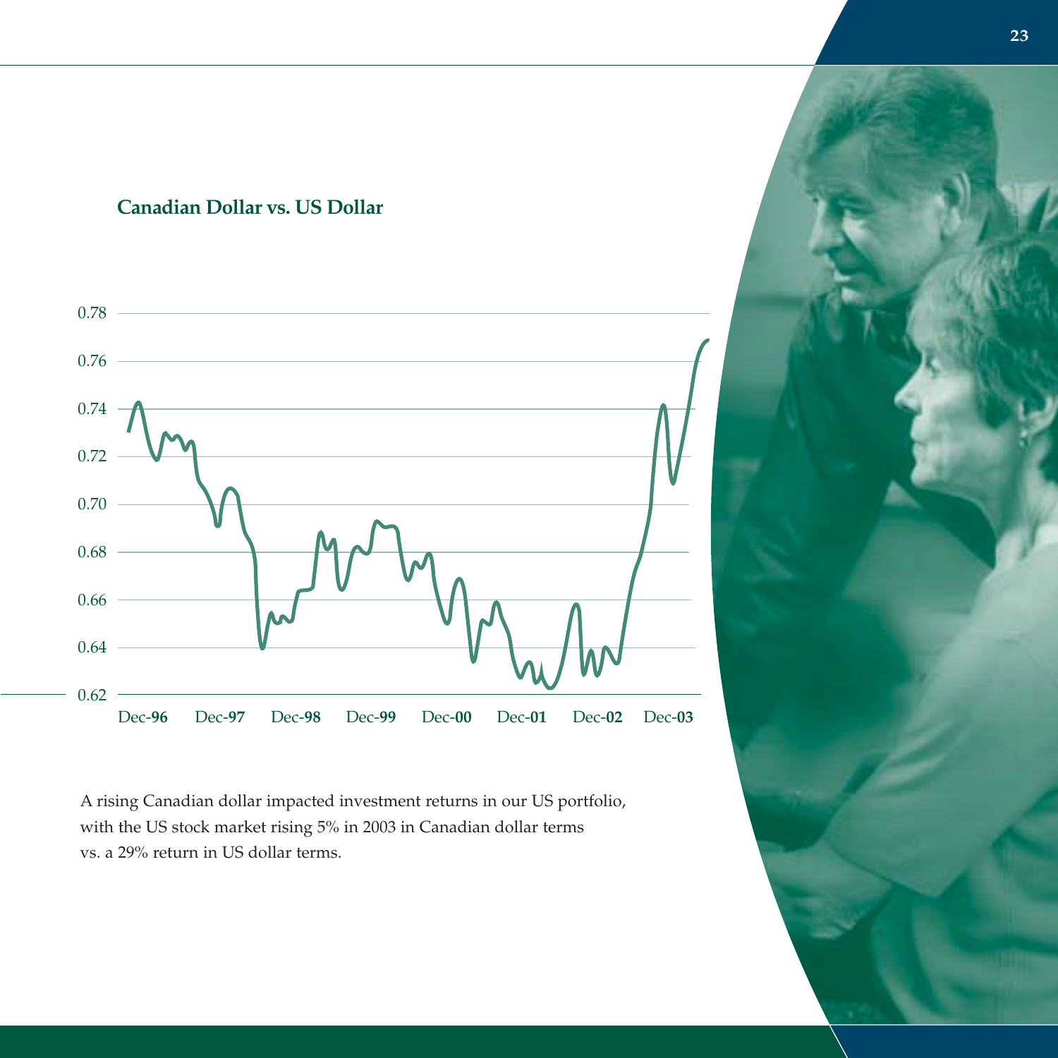## Canadian Dollar vs. US Dollar

A rising Canadian dollar impacted investment returns in our US portfolio, with the US stock market rising 5% in 2003 in Canadian dollar terms vs. a 29% return in US dollar terms.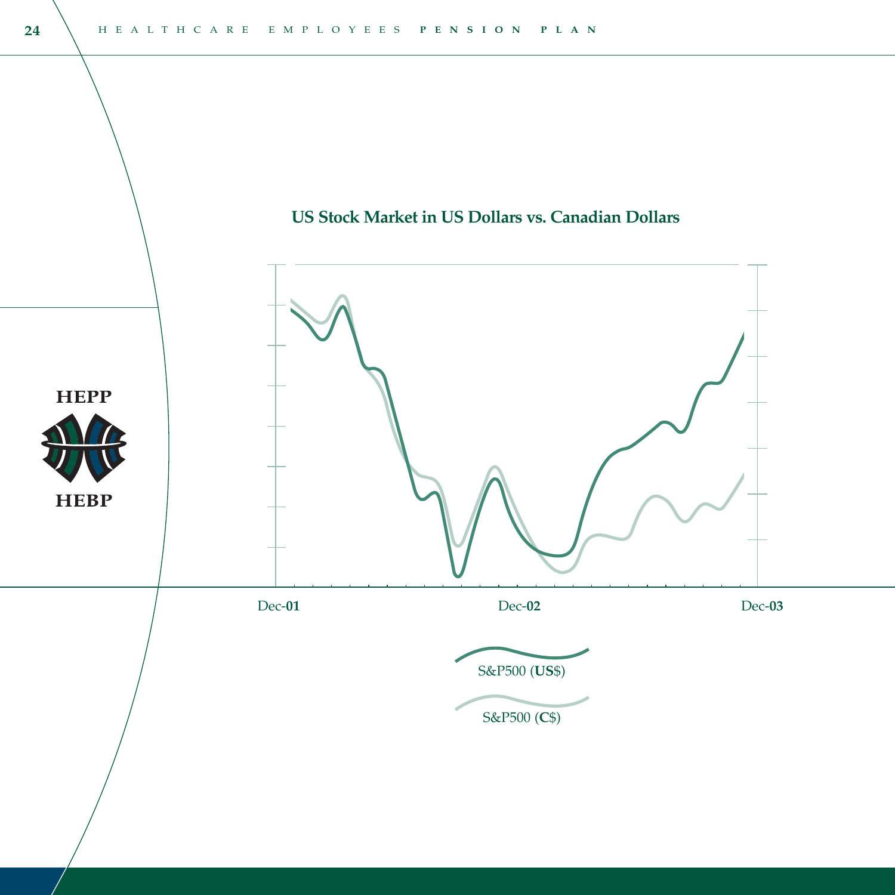## US Stock Market in US Dollars vs. Canadian Dollars

Dec-01 Dec-02 Dec-03

S&P500 (**US**$)

S&P500 (**C**$)

HEPP

HEBP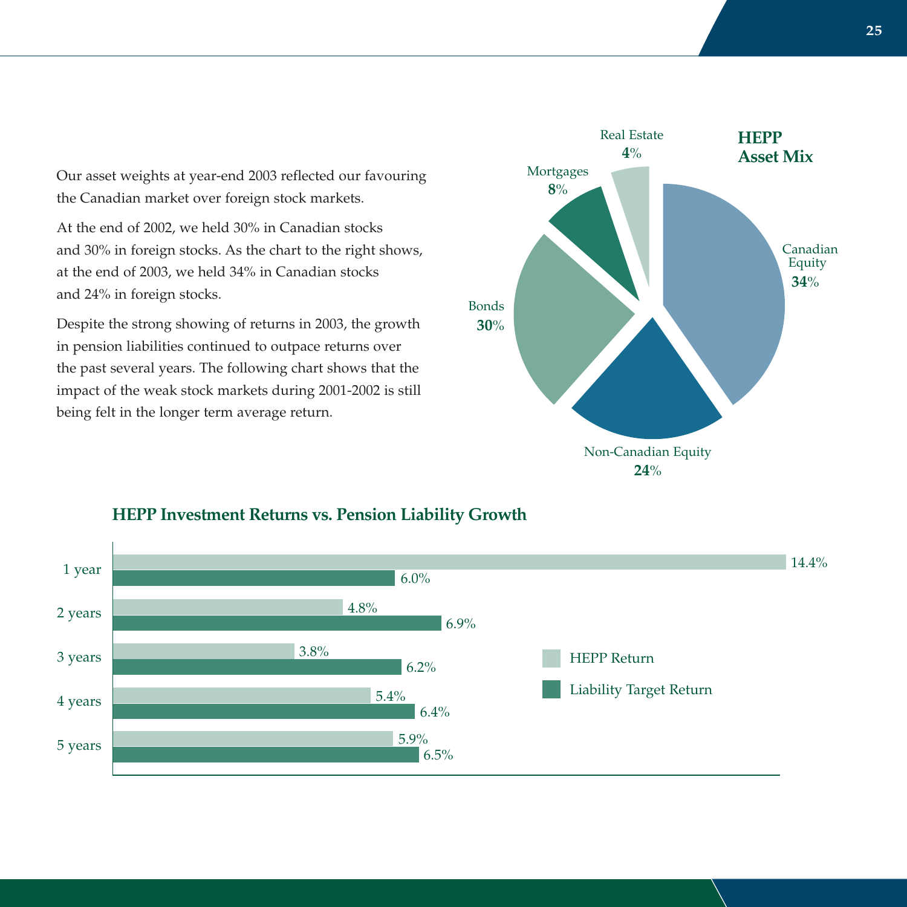Our asset weights at year-end 2003 reflected our favouring the Canadian market over foreign stock markets.

At the end of 2002, we held 30% in Canadian stocks and 30% in foreign stocks. As the chart to the right shows, at the end of 2003, we held 34% in Canadian stocks and 24% in foreign stocks.

Despite the strong showing of returns in 2003, the growth in pension liabilities continued to outpace returns over the past several years. The following chart shows that the impact of the weak stock markets during 2001-2002 is still being felt in the longer term average return.

**HEPP Asset Mix**

| Asset Class | Weight |
| --- | --- |
| Canadian Equity | **34**% |
| Non-Canadian Equity | **24**% |
| Bonds | **30**% |
| Mortgages | **8**% |
| Real Estate | **4**% |

**HEPP Investment Returns vs. Pension Liability Growth**

| Period | HEPP Return | Liability Target Return |
| --- | --- | --- |
| 1 year | 14.4% | 6.0% |
| 2 years | 4.8% | 6.9% |
| 3 years | 3.8% | 6.2% |
| 4 years | 5.4% | 6.4% |
| 5 years | 5.9% | 6.5% |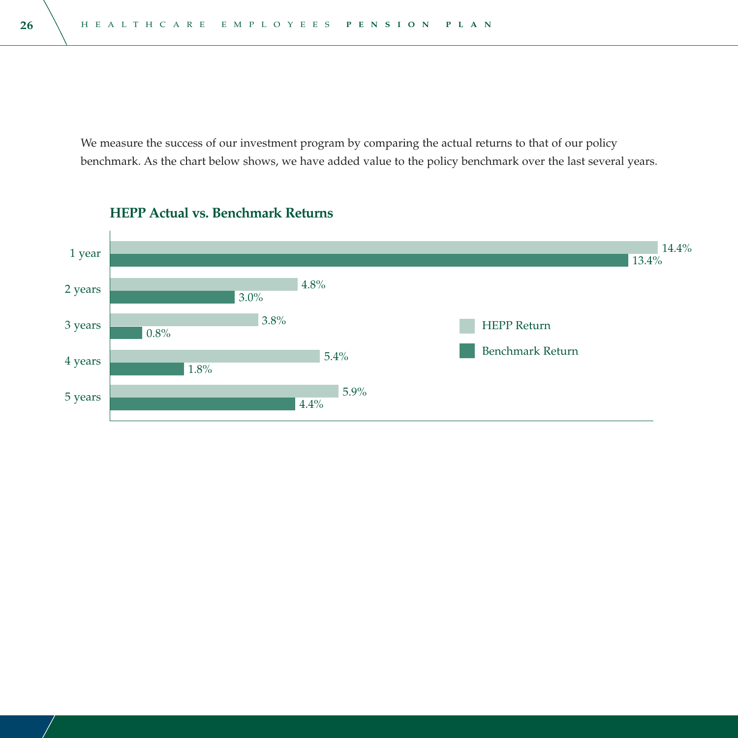We measure the success of our investment program by comparing the actual returns to that of our policy benchmark. As the chart below shows, we have added value to the policy benchmark over the last several years.

**HEPP Actual vs. Benchmark Returns**

| | HEPP Return | Benchmark Return |
|---|---|---|
| 1 year | 14.4% | 13.4% |
| 2 years | 4.8% | 3.0% |
| 3 years | 3.8% | 0.8% |
| 4 years | 5.4% | 1.8% |
| 5 years | 5.9% | 4.4% |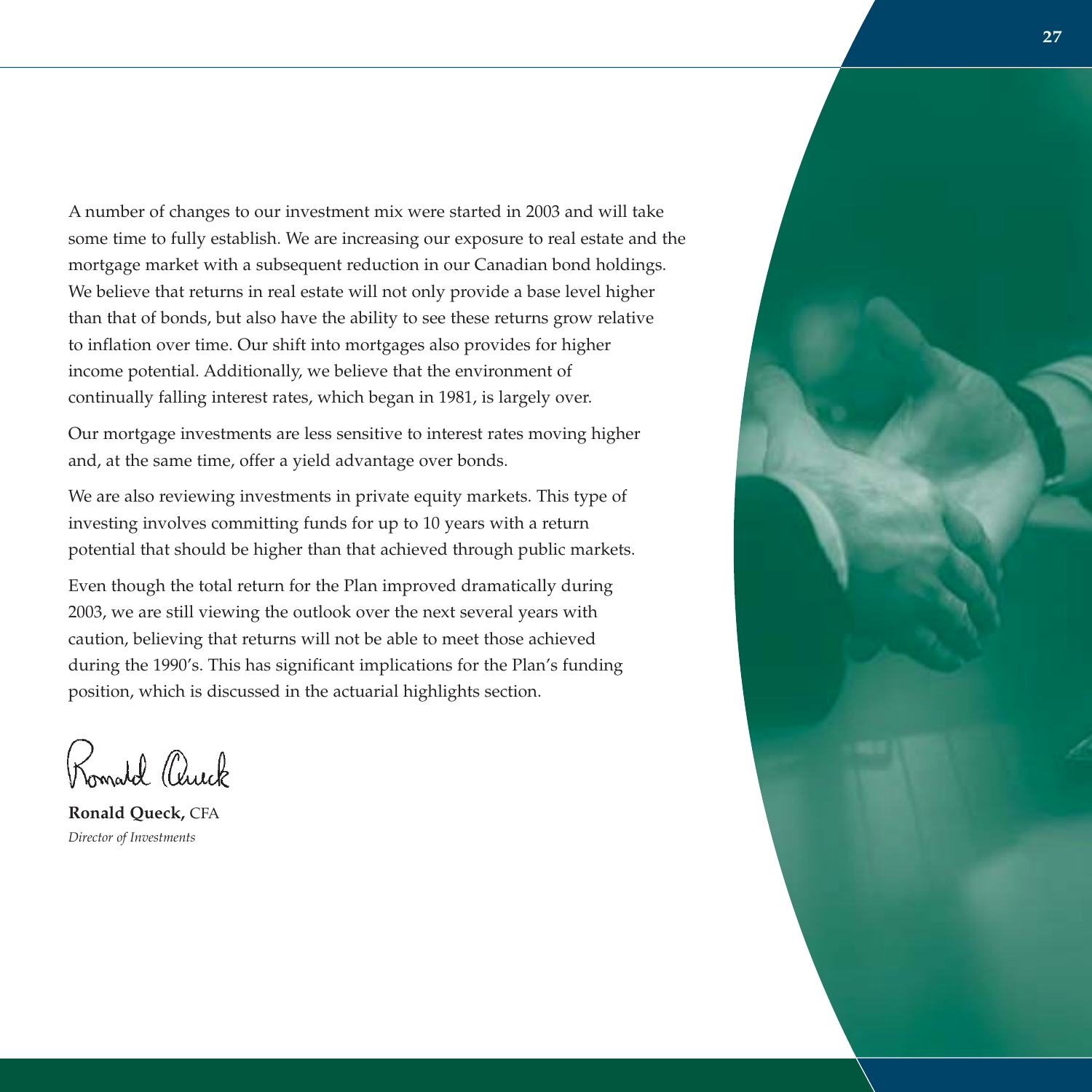A number of changes to our investment mix were started in 2003 and will take some time to fully establish. We are increasing our exposure to real estate and the mortgage market with a subsequent reduction in our Canadian bond holdings. We believe that returns in real estate will not only provide a base level higher than that of bonds, but also have the ability to see these returns grow relative to inflation over time. Our shift into mortgages also provides for higher income potential. Additionally, we believe that the environment of continually falling interest rates, which began in 1981, is largely over.

Our mortgage investments are less sensitive to interest rates moving higher and, at the same time, offer a yield advantage over bonds.

We are also reviewing investments in private equity markets. This type of investing involves committing funds for up to 10 years with a return potential that should be higher than that achieved through public markets.

Even though the total return for the Plan improved dramatically during 2003, we are still viewing the outlook over the next several years with caution, believing that returns will not be able to meet those achieved during the 1990's. This has significant implications for the Plan's funding position, which is discussed in the actuarial highlights section.

**Ronald Queck,** CFA
*Director of Investments*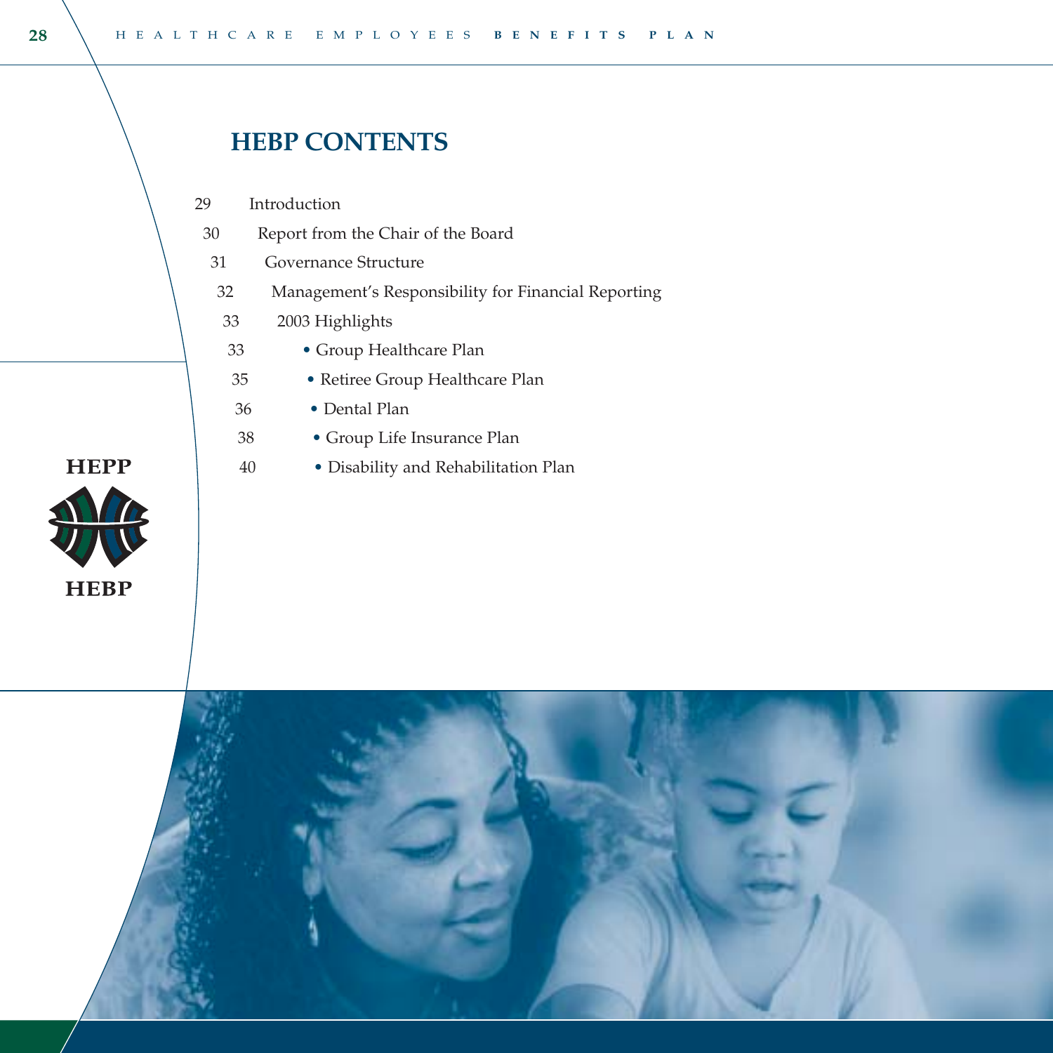# HEBP CONTENTS

| | |
|---|---|
| 29 | Introduction |
| 30 | Report from the Chair of the Board |
| 31 | Governance Structure |
| 32 | Management's Responsibility for Financial Reporting |
| 33 | 2003 Highlights |
| 33 | • Group Healthcare Plan |
| 35 | • Retiree Group Healthcare Plan |
| 36 | • Dental Plan |
| 38 | • Group Life Insurance Plan |
| 40 | • Disability and Rehabilitation Plan |

HEPP

HEBP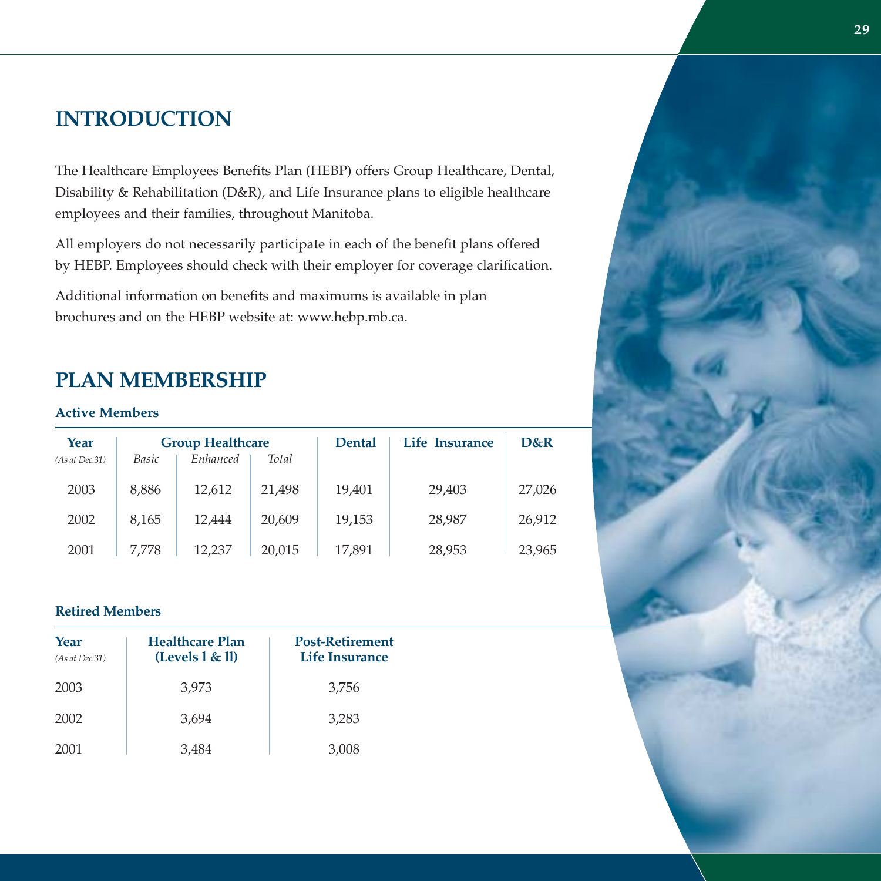## INTRODUCTION

The Healthcare Employees Benefits Plan (HEBP) offers Group Healthcare, Dental, Disability & Rehabilitation (D&R), and Life Insurance plans to eligible healthcare employees and their families, throughout Manitoba.

All employers do not necessarily participate in each of the benefit plans offered by HEBP. Employees should check with their employer for coverage clarification.

Additional information on benefits and maximums is available in plan brochures and on the HEBP website at: www.hebp.mb.ca.

## PLAN MEMBERSHIP

### Active Members

| Year | Group Healthcare | | | Dental | Life Insurance | D&R |
|---|---|---|---|---|---|---|
| *(As at Dec.31)* | *Basic* | *Enhanced* | *Total* | | | |
| 2003 | 8,886 | 12,612 | 21,498 | 19,401 | 29,403 | 27,026 |
| 2002 | 8,165 | 12,444 | 20,609 | 19,153 | 28,987 | 26,912 |
| 2001 | 7,778 | 12,237 | 20,015 | 17,891 | 28,953 | 23,965 |

### Retired Members

| Year *(As at Dec.31)* | Healthcare Plan (Levels l & ll) | Post-Retirement Life Insurance |
|---|---|---|
| 2003 | 3,973 | 3,756 |
| 2002 | 3,694 | 3,283 |
| 2001 | 3,484 | 3,008 |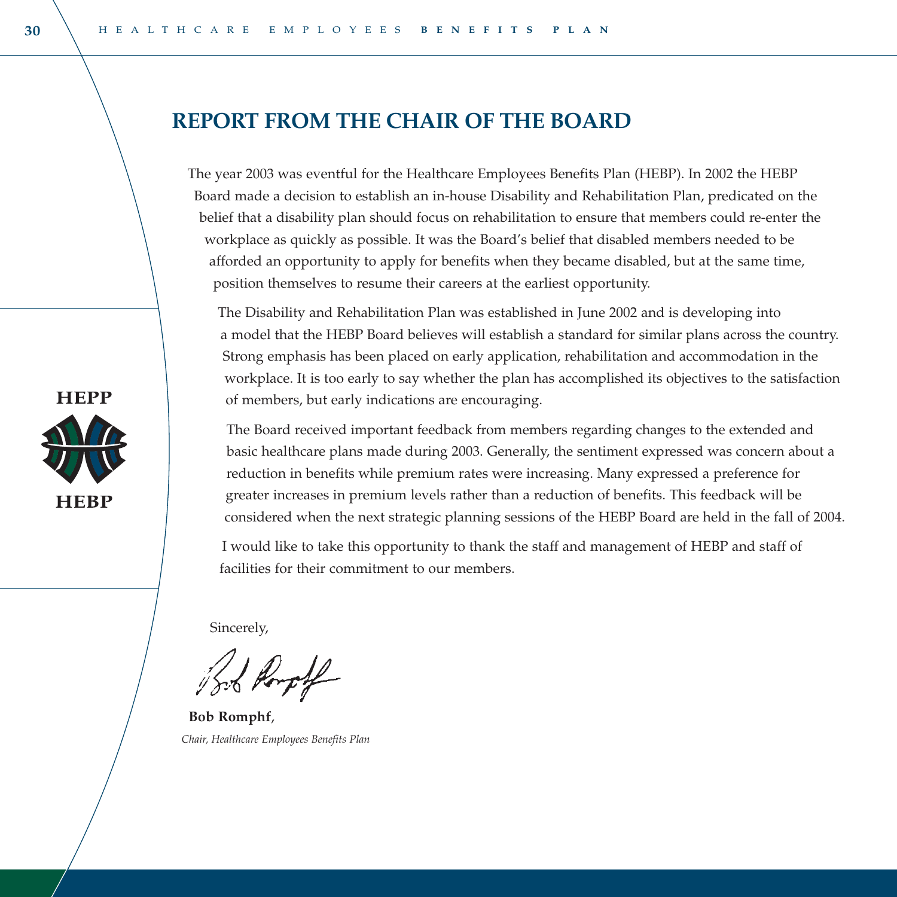# REPORT FROM THE CHAIR OF THE BOARD

The year 2003 was eventful for the Healthcare Employees Benefits Plan (HEBP). In 2002 the HEBP Board made a decision to establish an in-house Disability and Rehabilitation Plan, predicated on the belief that a disability plan should focus on rehabilitation to ensure that members could re-enter the workplace as quickly as possible. It was the Board's belief that disabled members needed to be afforded an opportunity to apply for benefits when they became disabled, but at the same time, position themselves to resume their careers at the earliest opportunity.

The Disability and Rehabilitation Plan was established in June 2002 and is developing into a model that the HEBP Board believes will establish a standard for similar plans across the country. Strong emphasis has been placed on early application, rehabilitation and accommodation in the workplace. It is too early to say whether the plan has accomplished its objectives to the satisfaction of members, but early indications are encouraging.

The Board received important feedback from members regarding changes to the extended and basic healthcare plans made during 2003. Generally, the sentiment expressed was concern about a reduction in benefits while premium rates were increasing. Many expressed a preference for greater increases in premium levels rather than a reduction of benefits. This feedback will be considered when the next strategic planning sessions of the HEBP Board are held in the fall of 2004.

I would like to take this opportunity to thank the staff and management of HEBP and staff of facilities for their commitment to our members.

Sincerely,

**Bob Romphf**,
*Chair, Healthcare Employees Benefits Plan*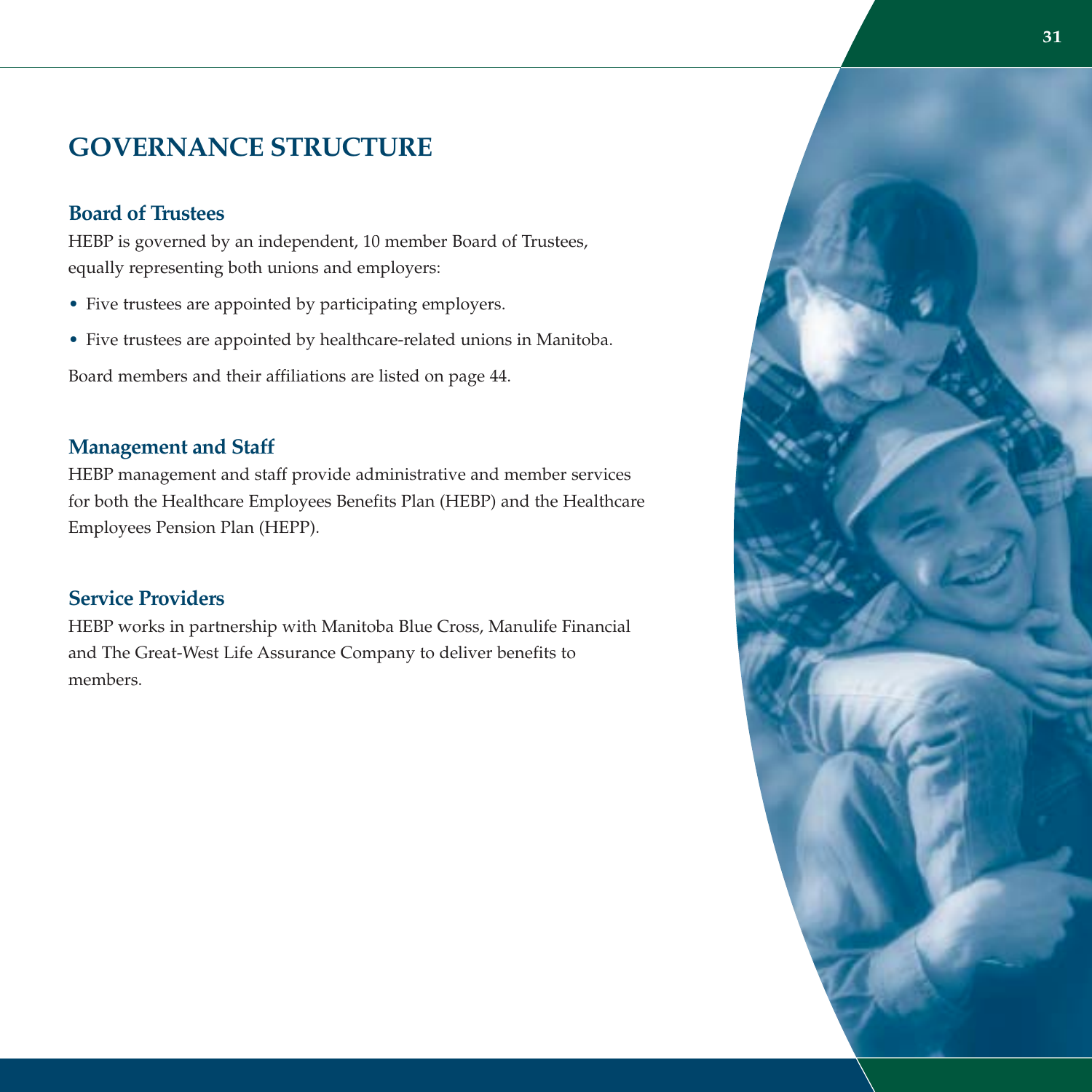# GOVERNANCE STRUCTURE

## Board of Trustees

HEBP is governed by an independent, 10 member Board of Trustees, equally representing both unions and employers:

- Five trustees are appointed by participating employers.
- Five trustees are appointed by healthcare-related unions in Manitoba.

Board members and their affiliations are listed on page 44.

## Management and Staff

HEBP management and staff provide administrative and member services for both the Healthcare Employees Benefits Plan (HEBP) and the Healthcare Employees Pension Plan (HEPP).

## Service Providers

HEBP works in partnership with Manitoba Blue Cross, Manulife Financial and The Great-West Life Assurance Company to deliver benefits to members.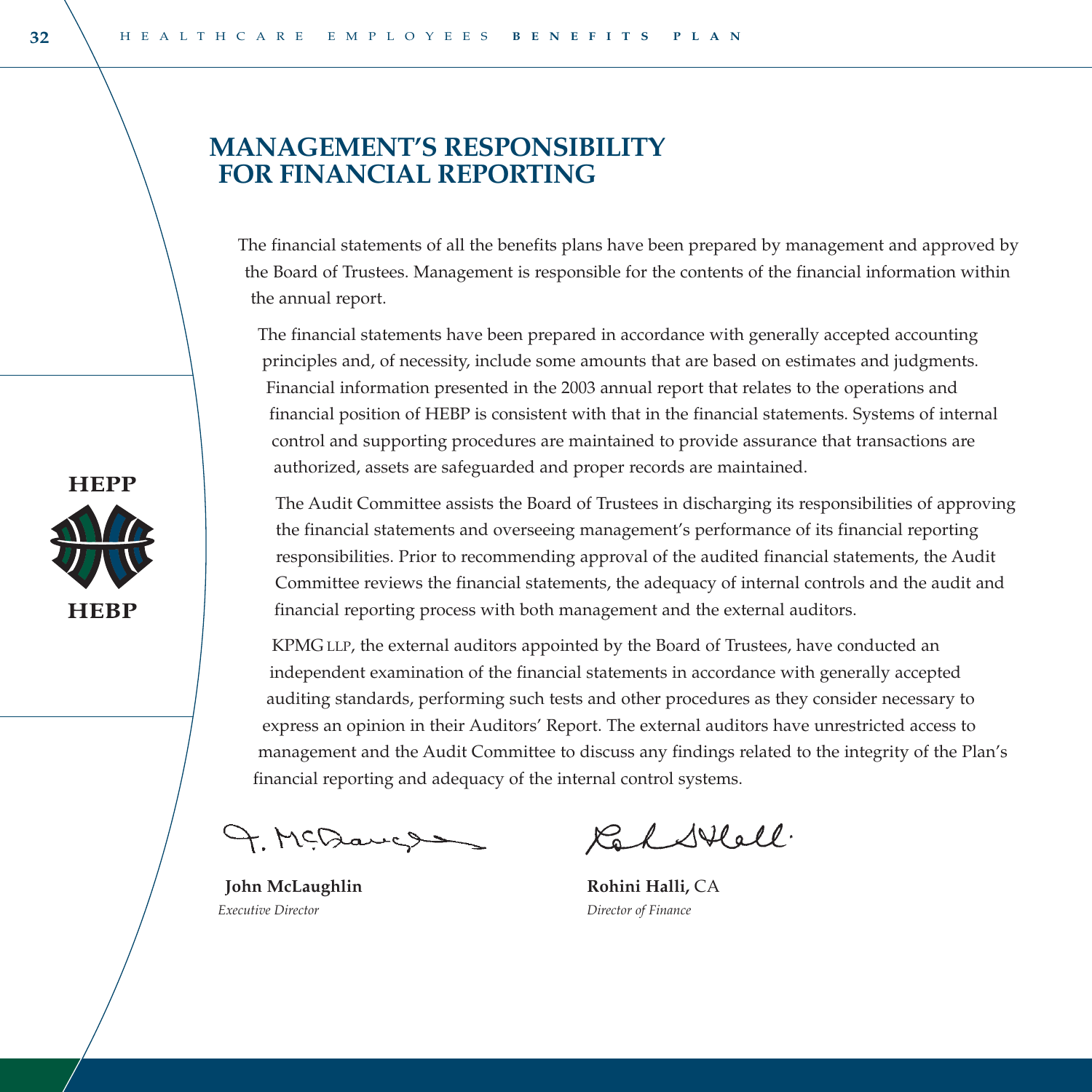# MANAGEMENT'S RESPONSIBILITY FOR FINANCIAL REPORTING

The financial statements of all the benefits plans have been prepared by management and approved by the Board of Trustees. Management is responsible for the contents of the financial information within the annual report.

The financial statements have been prepared in accordance with generally accepted accounting principles and, of necessity, include some amounts that are based on estimates and judgments. Financial information presented in the 2003 annual report that relates to the operations and financial position of HEBP is consistent with that in the financial statements. Systems of internal control and supporting procedures are maintained to provide assurance that transactions are authorized, assets are safeguarded and proper records are maintained.

The Audit Committee assists the Board of Trustees in discharging its responsibilities of approving the financial statements and overseeing management's performance of its financial reporting responsibilities. Prior to recommending approval of the audited financial statements, the Audit Committee reviews the financial statements, the adequacy of internal controls and the audit and financial reporting process with both management and the external auditors.

KPMG LLP, the external auditors appointed by the Board of Trustees, have conducted an independent examination of the financial statements in accordance with generally accepted auditing standards, performing such tests and other procedures as they consider necessary to express an opinion in their Auditors' Report. The external auditors have unrestricted access to management and the Audit Committee to discuss any findings related to the integrity of the Plan's financial reporting and adequacy of the internal control systems.

**John McLaughlin**
*Executive Director*

**Rohini Halli,** CA
*Director of Finance*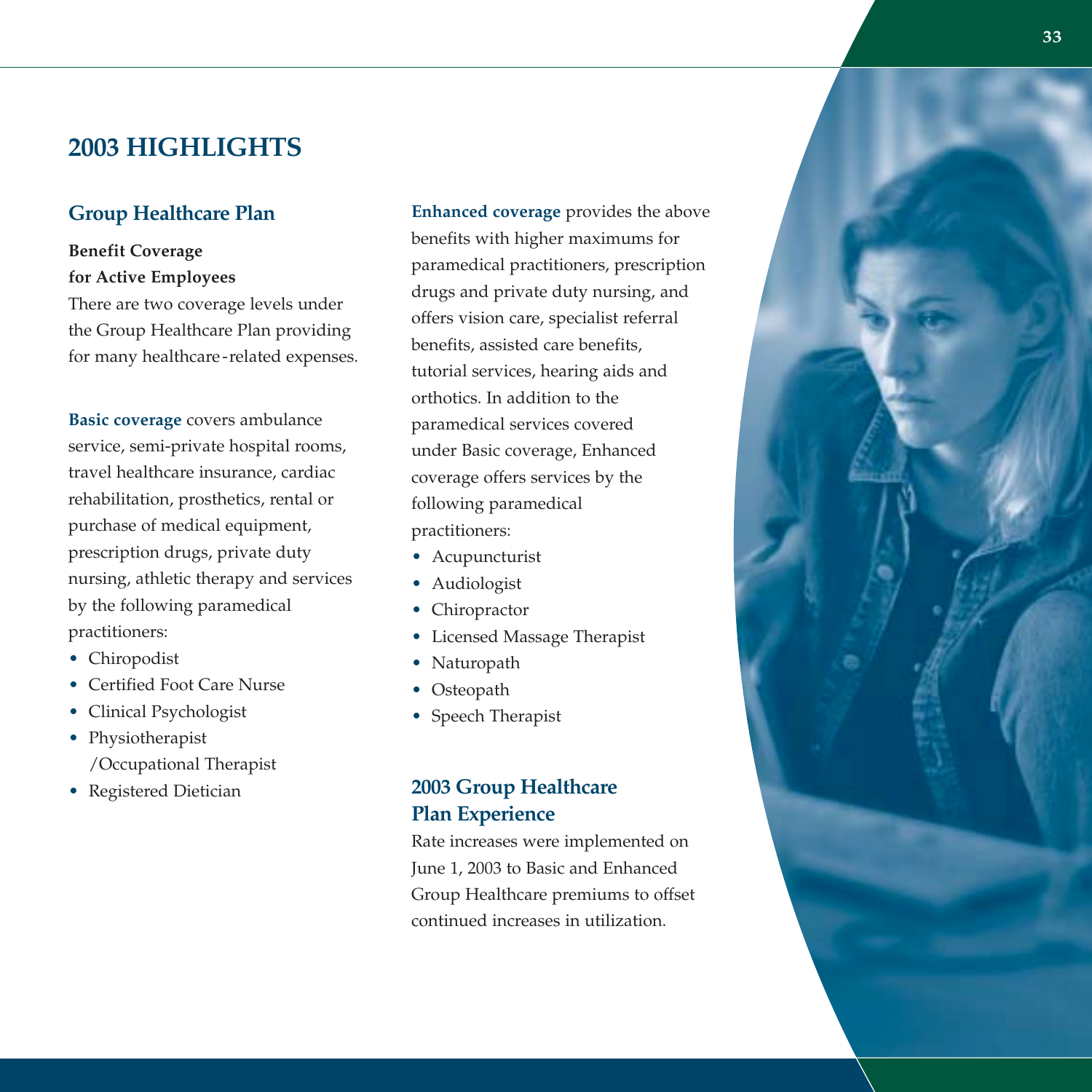# 2003 HIGHLIGHTS

## Group Healthcare Plan

**Benefit Coverage for Active Employees**

There are two coverage levels under the Group Healthcare Plan providing for many healthcare-related expenses.

**Basic coverage** covers ambulance service, semi-private hospital rooms, travel healthcare insurance, cardiac rehabilitation, prosthetics, rental or purchase of medical equipment, prescription drugs, private duty nursing, athletic therapy and services by the following paramedical practitioners:

- Chiropodist
- Certified Foot Care Nurse
- Clinical Psychologist
- Physiotherapist /Occupational Therapist
- Registered Dietician

**Enhanced coverage** provides the above benefits with higher maximums for paramedical practitioners, prescription drugs and private duty nursing, and offers vision care, specialist referral benefits, assisted care benefits, tutorial services, hearing aids and orthotics. In addition to the paramedical services covered under Basic coverage, Enhanced coverage offers services by the following paramedical practitioners:

- Acupuncturist
- Audiologist
- Chiropractor
- Licensed Massage Therapist
- Naturopath
- Osteopath
- Speech Therapist

## 2003 Group Healthcare Plan Experience

Rate increases were implemented on June 1, 2003 to Basic and Enhanced Group Healthcare premiums to offset continued increases in utilization.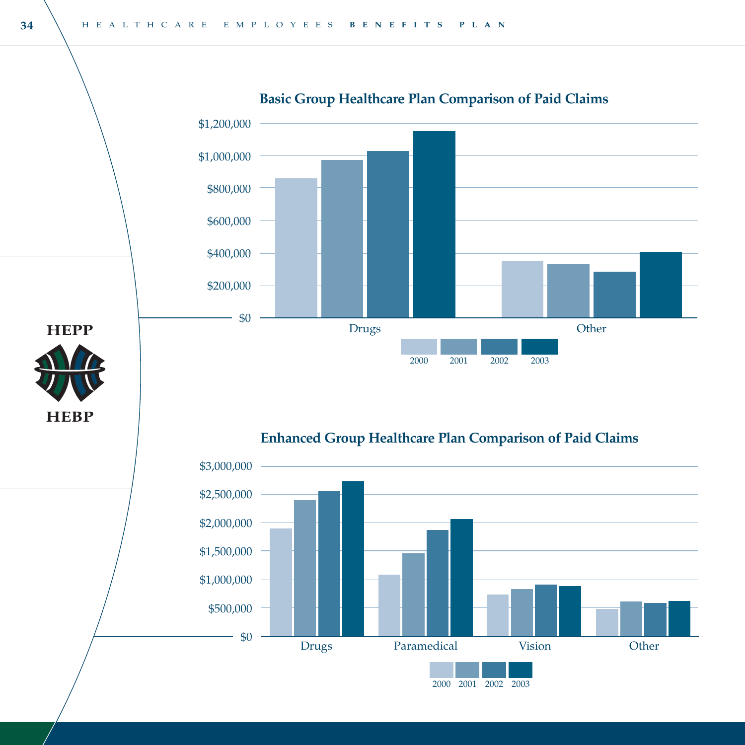## Basic Group Healthcare Plan Comparison of Paid Claims

$1,200,000
$1,000,000
$800,000
$600,000
$400,000
$200,000
$0

Drugs
Other

2000 2001 2002 2003

## Enhanced Group Healthcare Plan Comparison of Paid Claims

$3,000,000
$2,500,000
$2,000,000
$1,500,000
$1,000,000
$500,000
$0

Drugs
Paramedical
Vision
Other

2000 2001 2002 2003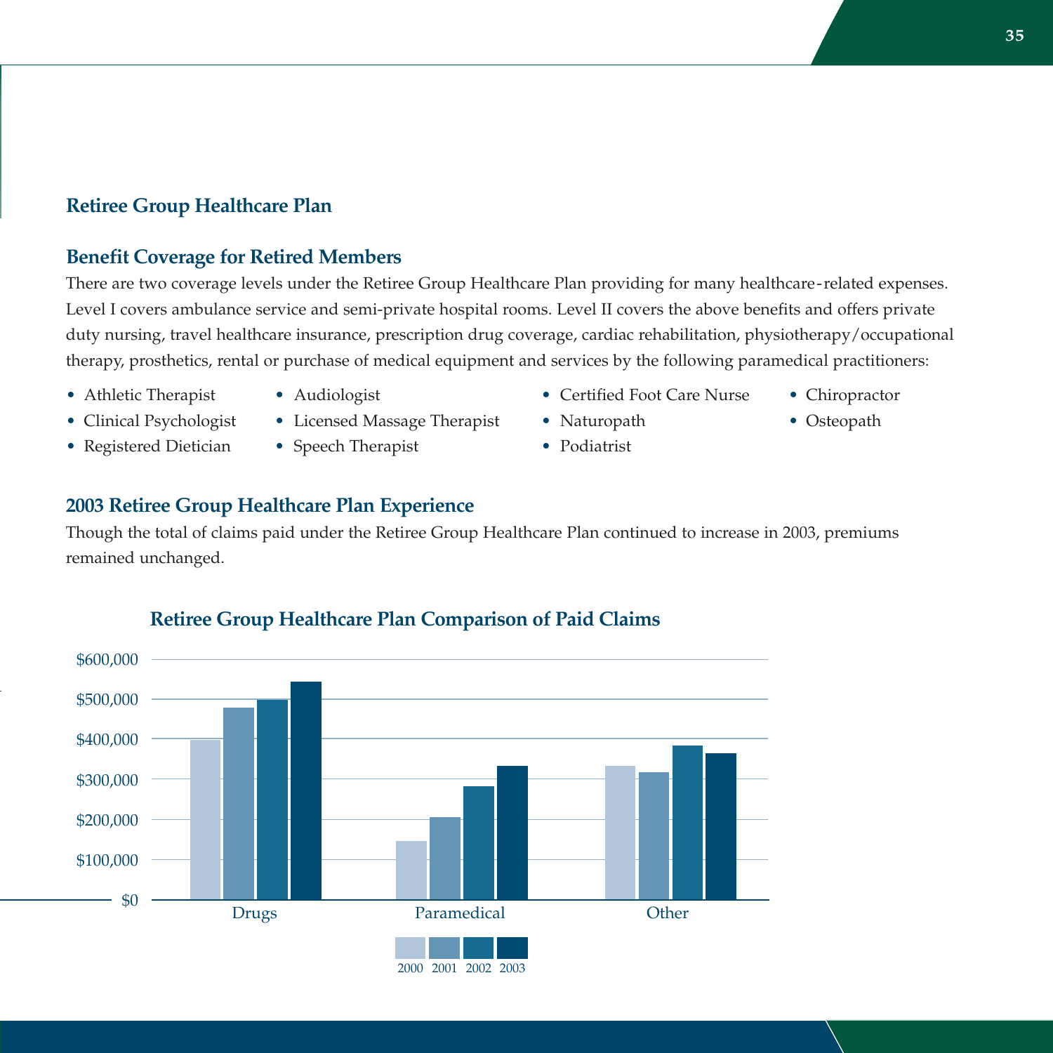## Retiree Group Healthcare Plan

### Benefit Coverage for Retired Members

There are two coverage levels under the Retiree Group Healthcare Plan providing for many healthcare-related expenses. Level I covers ambulance service and semi-private hospital rooms. Level II covers the above benefits and offers private duty nursing, travel healthcare insurance, prescription drug coverage, cardiac rehabilitation, physiotherapy/occupational therapy, prosthetics, rental or purchase of medical equipment and services by the following paramedical practitioners:

- Athletic Therapist
- Clinical Psychologist
- Registered Dietician
- Audiologist
- Licensed Massage Therapist
- Speech Therapist
- Certified Foot Care Nurse
- Naturopath
- Podiatrist
- Chiropractor
- Osteopath

### 2003 Retiree Group Healthcare Plan Experience

Though the total of claims paid under the Retiree Group Healthcare Plan continued to increase in 2003, premiums remained unchanged.

**Retiree Group Healthcare Plan Comparison of Paid Claims**

| | 2000 | 2001 | 2002 | 2003 |
|---|---|---|---|---|
| Drugs | ~$400,000 | ~$480,000 | ~$500,000 | ~$545,000 |
| Paramedical | ~$145,000 | ~$205,000 | ~$282,000 | ~$333,000 |
| Other | ~$333,000 | ~$318,000 | ~$384,000 | ~$365,000 |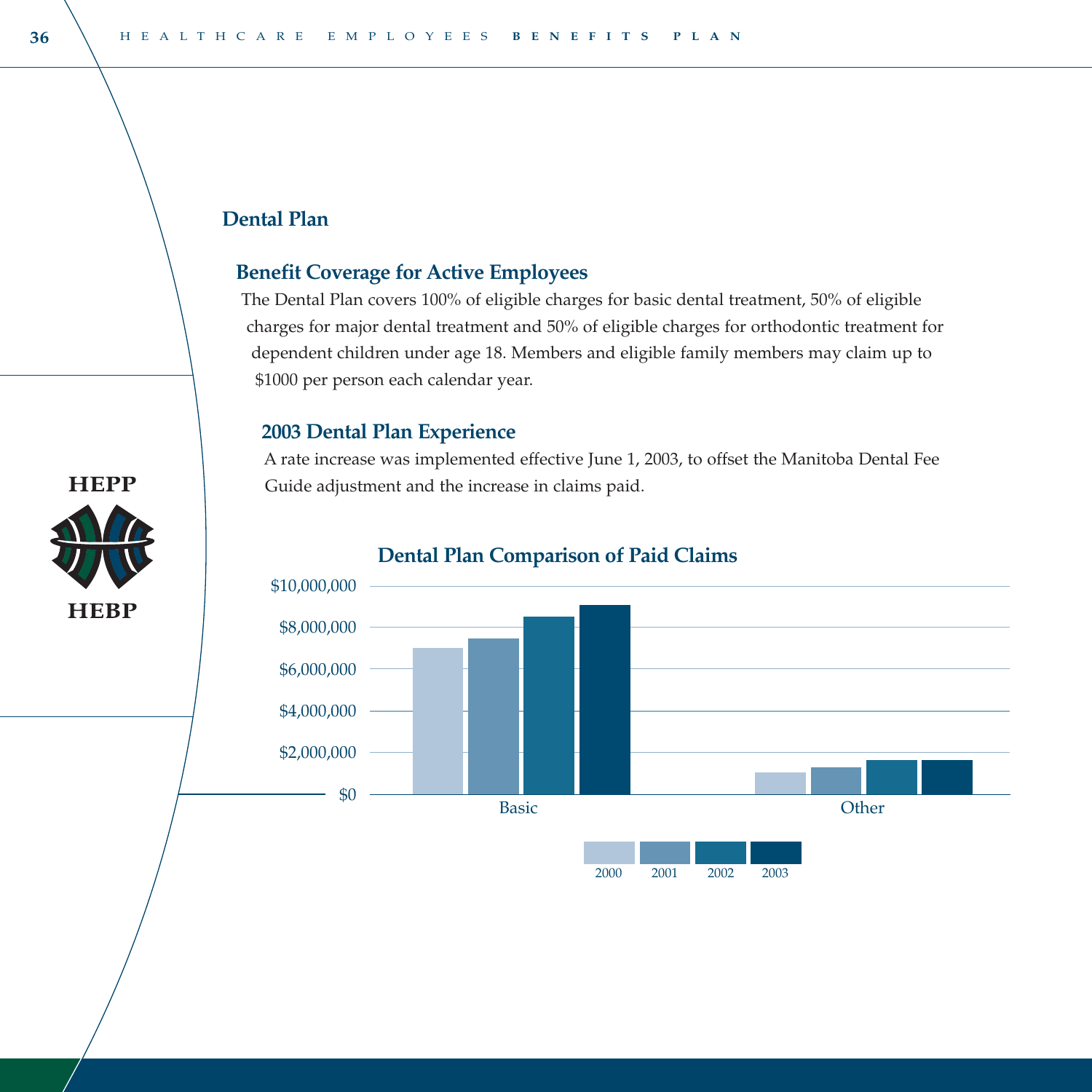## Dental Plan

### Benefit Coverage for Active Employees

The Dental Plan covers 100% of eligible charges for basic dental treatment, 50% of eligible charges for major dental treatment and 50% of eligible charges for orthodontic treatment for dependent children under age 18. Members and eligible family members may claim up to $1000 per person each calendar year.

### 2003 Dental Plan Experience

A rate increase was implemented effective June 1, 2003, to offset the Manitoba Dental Fee Guide adjustment and the increase in claims paid.

**Dental Plan Comparison of Paid Claims**

$10,000,000
$8,000,000
$6,000,000
$4,000,000
$2,000,000
$0

Basic | Other

2000 2001 2002 2003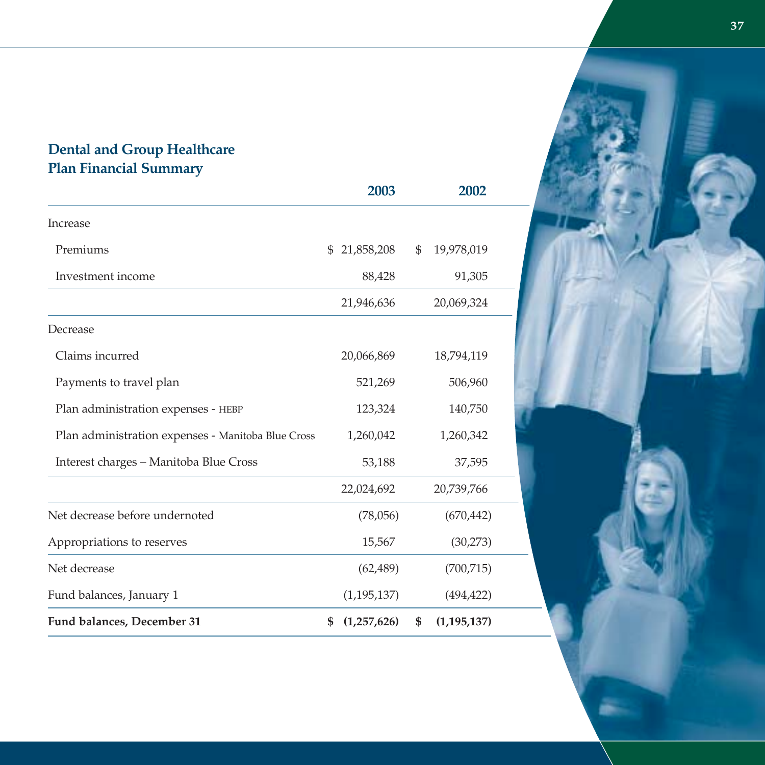## Dental and Group Healthcare Plan Financial Summary

| | 2003 | 2002 |
|---|---|---|
| Increase | | |
| Premiums | $ 21,858,208 | $ 19,978,019 |
| Investment income | 88,428 | 91,305 |
| | 21,946,636 | 20,069,324 |
| Decrease | | |
| Claims incurred | 20,066,869 | 18,794,119 |
| Payments to travel plan | 521,269 | 506,960 |
| Plan administration expenses - HEBP | 123,324 | 140,750 |
| Plan administration expenses - Manitoba Blue Cross | 1,260,042 | 1,260,342 |
| Interest charges – Manitoba Blue Cross | 53,188 | 37,595 |
| | 22,024,692 | 20,739,766 |
| Net decrease before undernoted | (78,056) | (670,442) |
| Appropriations to reserves | 15,567 | (30,273) |
| Net decrease | (62,489) | (700,715) |
| Fund balances, January 1 | (1,195,137) | (494,422) |
| **Fund balances, December 31** | **$ (1,257,626)** | **$ (1,195,137)** |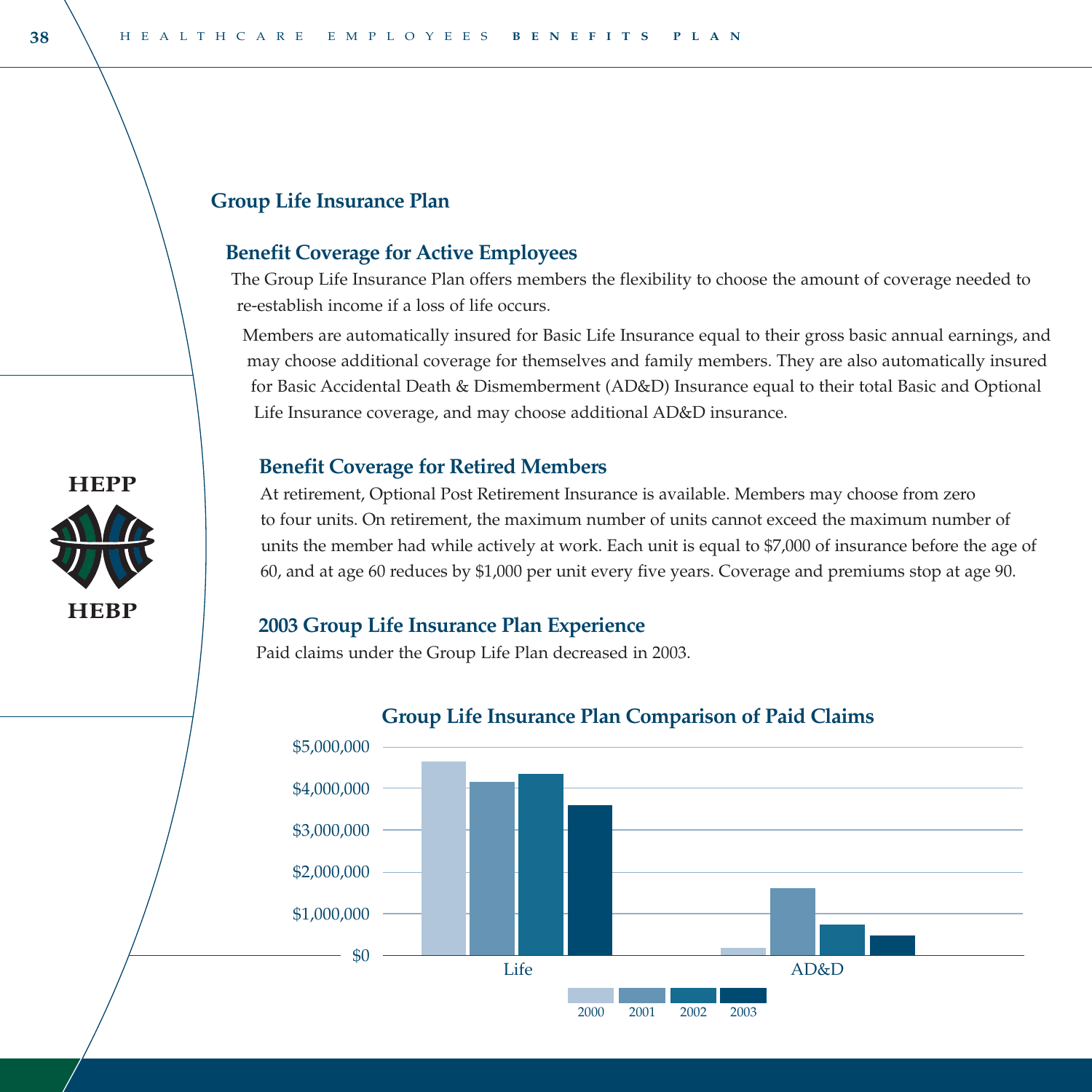## Group Life Insurance Plan

### Benefit Coverage for Active Employees

The Group Life Insurance Plan offers members the flexibility to choose the amount of coverage needed to re-establish income if a loss of life occurs.

Members are automatically insured for Basic Life Insurance equal to their gross basic annual earnings, and may choose additional coverage for themselves and family members. They are also automatically insured for Basic Accidental Death & Dismemberment (AD&D) Insurance equal to their total Basic and Optional Life Insurance coverage, and may choose additional AD&D insurance.

### Benefit Coverage for Retired Members

At retirement, Optional Post Retirement Insurance is available. Members may choose from zero to four units. On retirement, the maximum number of units cannot exceed the maximum number of units the member had while actively at work. Each unit is equal to $7,000 of insurance before the age of 60, and at age 60 reduces by $1,000 per unit every five years. Coverage and premiums stop at age 90.

### 2003 Group Life Insurance Plan Experience

Paid claims under the Group Life Plan decreased in 2003.

**Group Life Insurance Plan Comparison of Paid Claims**

$5,000,000
$4,000,000
$3,000,000
$2,000,000
$1,000,000
$0

Life | AD&D

2000 2001 2002 2003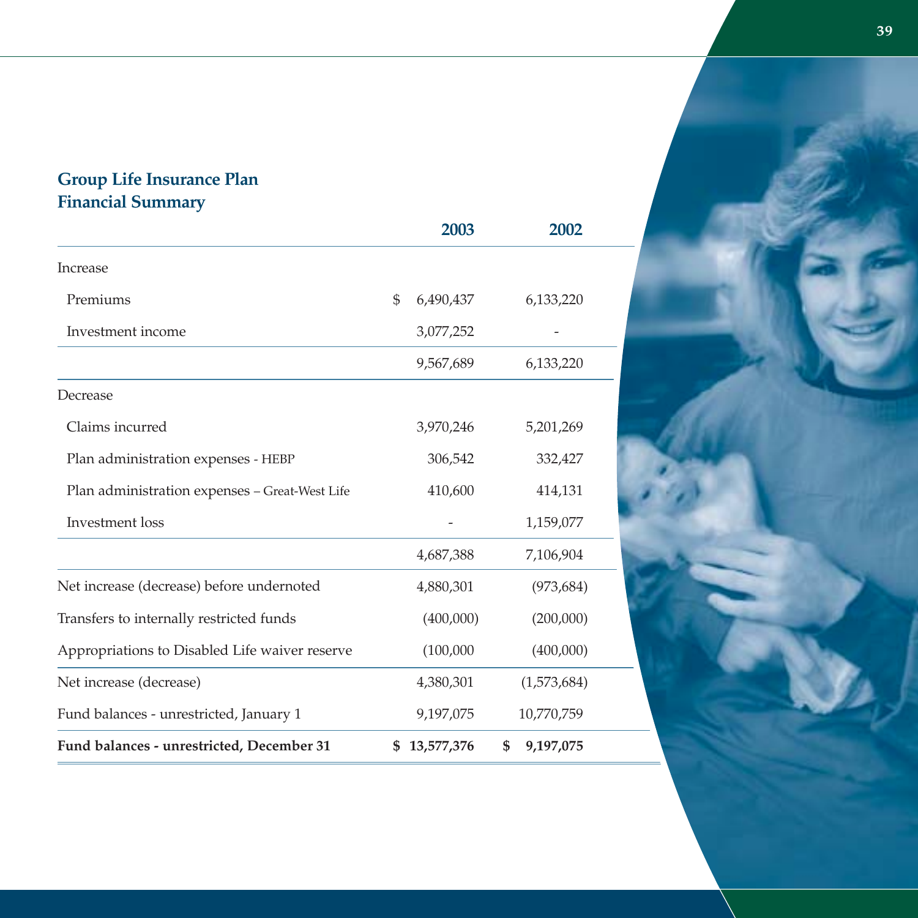## Group Life Insurance Plan
## Financial Summary

| | 2003 | 2002 |
|---|---|---|
| Increase | | |
| Premiums | $ 6,490,437 | 6,133,220 |
| Investment income | 3,077,252 | - |
| | 9,567,689 | 6,133,220 |
| Decrease | | |
| Claims incurred | 3,970,246 | 5,201,269 |
| Plan administration expenses - HEBP | 306,542 | 332,427 |
| Plan administration expenses – Great-West Life | 410,600 | 414,131 |
| Investment loss | - | 1,159,077 |
| | 4,687,388 | 7,106,904 |
| Net increase (decrease) before undernoted | 4,880,301 | (973,684) |
| Transfers to internally restricted funds | (400,000) | (200,000) |
| Appropriations to Disabled Life waiver reserve | (100,000 | (400,000) |
| Net increase (decrease) | 4,380,301 | (1,573,684) |
| Fund balances - unrestricted, January 1 | 9,197,075 | 10,770,759 |
| **Fund balances - unrestricted, December 31** | **$ 13,577,376** | **$ 9,197,075** |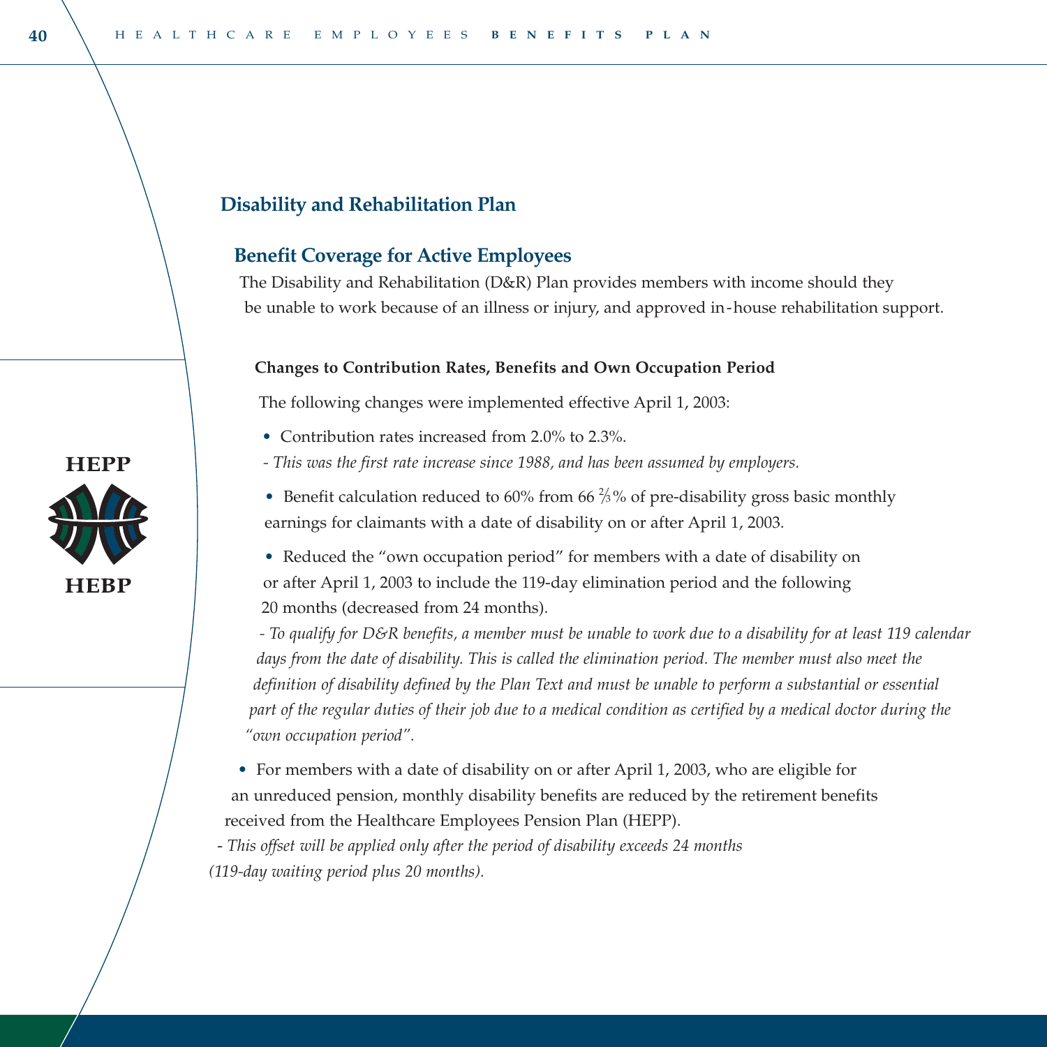## Disability and Rehabilitation Plan

### Benefit Coverage for Active Employees

The Disability and Rehabilitation (D&R) Plan provides members with income should they be unable to work because of an illness or injury, and approved in-house rehabilitation support.

#### Changes to Contribution Rates, Benefits and Own Occupation Period

The following changes were implemented effective April 1, 2003:

- Contribution rates increased from 2.0% to 2.3%.

*- This was the first rate increase since 1988, and has been assumed by employers.*

- Benefit calculation reduced to 60% from 66 ⅔% of pre-disability gross basic monthly earnings for claimants with a date of disability on or after April 1, 2003.

- Reduced the "own occupation period" for members with a date of disability on or after April 1, 2003 to include the 119-day elimination period and the following 20 months (decreased from 24 months).

*- To qualify for D&R benefits, a member must be unable to work due to a disability for at least 119 calendar days from the date of disability. This is called the elimination period. The member must also meet the definition of disability defined by the Plan Text and must be unable to perform a substantial or essential part of the regular duties of their job due to a medical condition as certified by a medical doctor during the "own occupation period".*

- For members with a date of disability on or after April 1, 2003, who are eligible for an unreduced pension, monthly disability benefits are reduced by the retirement benefits received from the Healthcare Employees Pension Plan (HEPP).

*- This offset will be applied only after the period of disability exceeds 24 months (119-day waiting period plus 20 months).*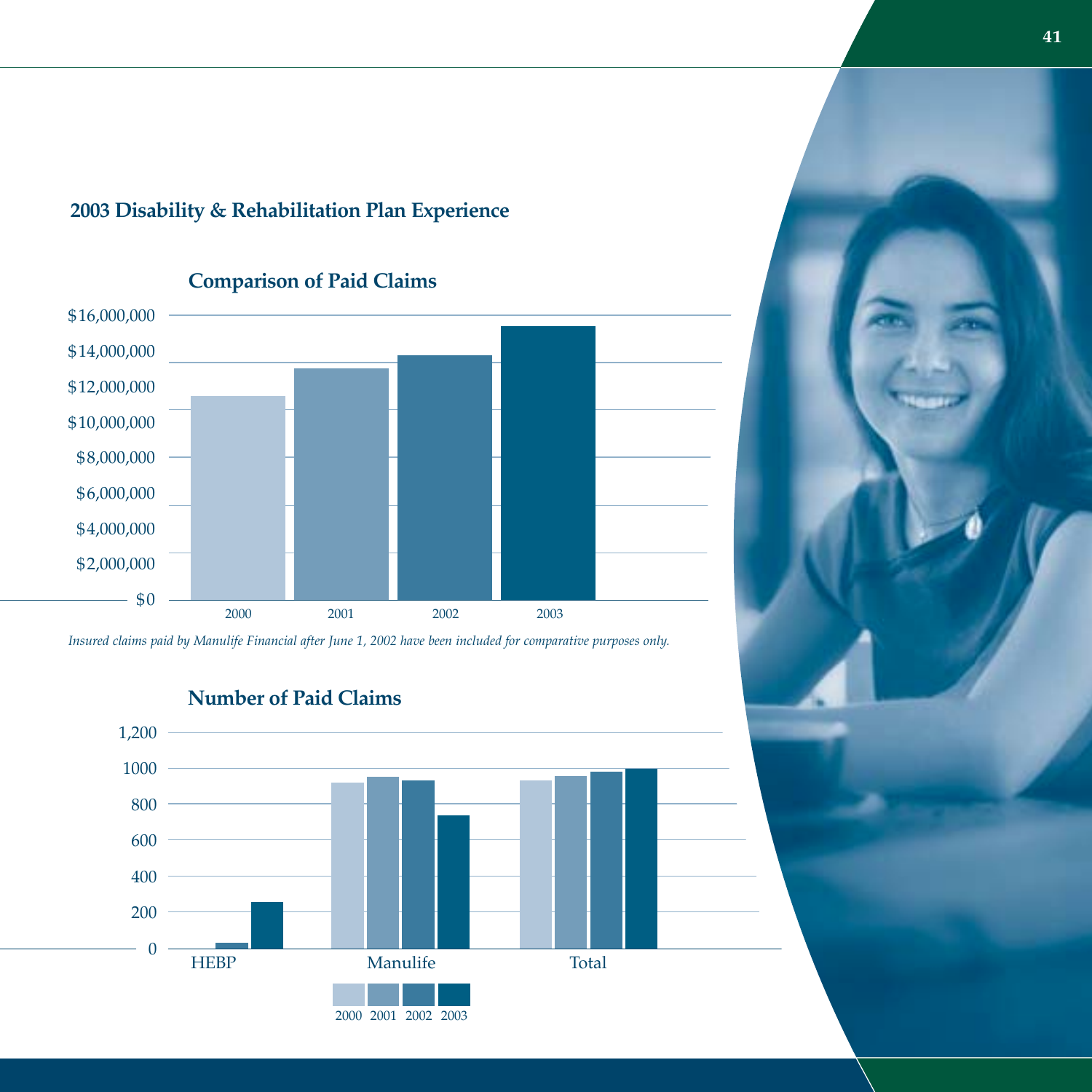## 2003 Disability & Rehabilitation Plan Experience

### Comparison of Paid Claims

*Insured claims paid by Manulife Financial after June 1, 2002 have been included for comparative purposes only.*

### Number of Paid Claims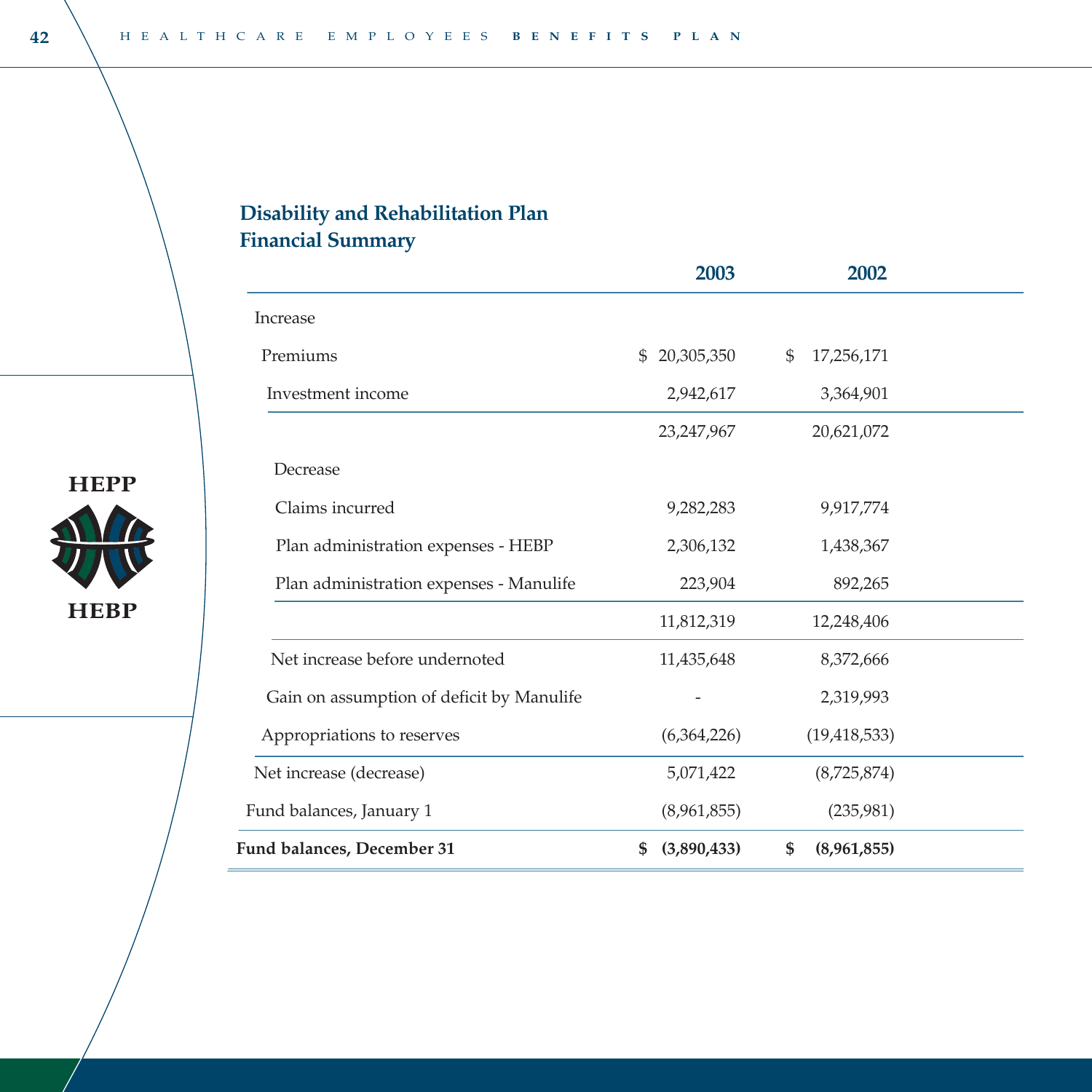## Disability and Rehabilitation Plan
## Financial Summary

| | 2003 | 2002 |
|---|---|---|
| Increase | | |
| Premiums | $ 20,305,350 | $ 17,256,171 |
| Investment income | 2,942,617 | 3,364,901 |
| | 23,247,967 | 20,621,072 |
| Decrease | | |
| Claims incurred | 9,282,283 | 9,917,774 |
| Plan administration expenses - HEBP | 2,306,132 | 1,438,367 |
| Plan administration expenses - Manulife | 223,904 | 892,265 |
| | 11,812,319 | 12,248,406 |
| Net increase before undernoted | 11,435,648 | 8,372,666 |
| Gain on assumption of deficit by Manulife | - | 2,319,993 |
| Appropriations to reserves | (6,364,226) | (19,418,533) |
| Net increase (decrease) | 5,071,422 | (8,725,874) |
| Fund balances, January 1 | (8,961,855) | (235,981) |
| **Fund balances, December 31** | **$ (3,890,433)** | **$ (8,961,855)** |

HEPP

HEBP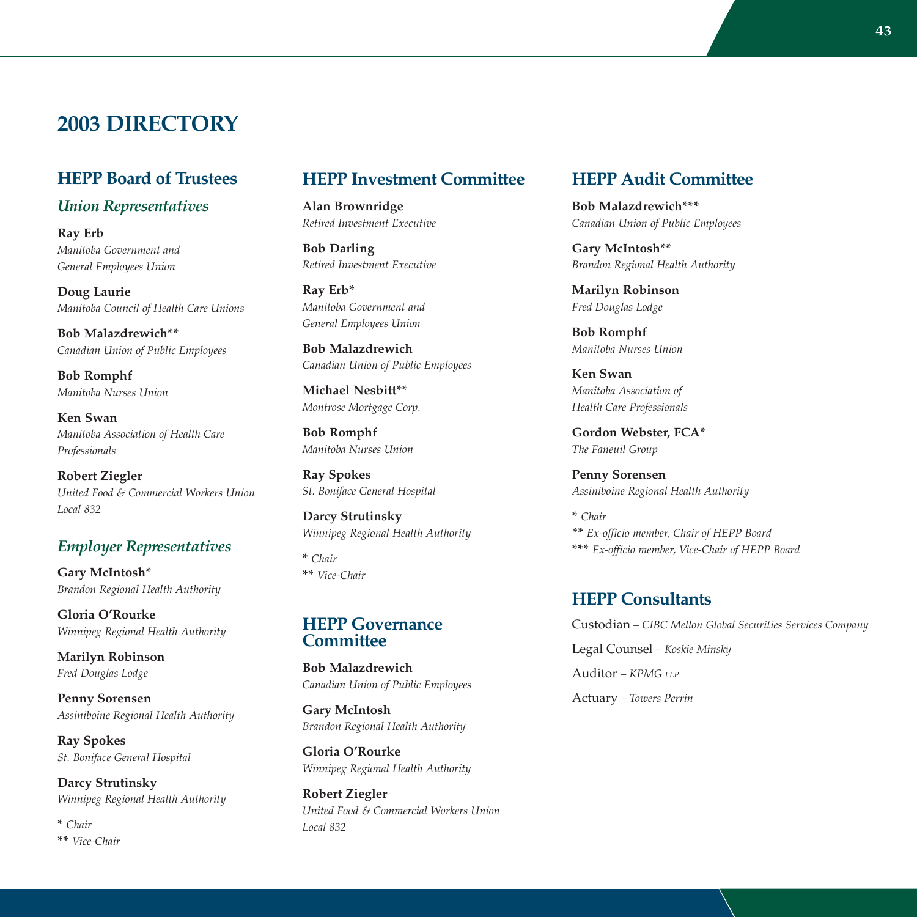# 2003 DIRECTORY

## HEPP Board of Trustees

### *Union Representatives*

**Ray Erb**
*Manitoba Government and General Employees Union*

**Doug Laurie**
*Manitoba Council of Health Care Unions*

**Bob Malazdrewich****
*Canadian Union of Public Employees*

**Bob Romphf**
*Manitoba Nurses Union*

**Ken Swan**
*Manitoba Association of Health Care Professionals*

**Robert Ziegler**
*United Food & Commercial Workers Union Local 832*

### *Employer Representatives*

**Gary McIntosh***
*Brandon Regional Health Authority*

**Gloria O'Rourke**
*Winnipeg Regional Health Authority*

**Marilyn Robinson**
*Fred Douglas Lodge*

**Penny Sorensen**
*Assiniboine Regional Health Authority*

**Ray Spokes**
*St. Boniface General Hospital*

**Darcy Strutinsky**
*Winnipeg Regional Health Authority*

\* *Chair*
** *Vice-Chair*

## HEPP Investment Committee

**Alan Brownridge**
*Retired Investment Executive*

**Bob Darling**
*Retired Investment Executive*

**Ray Erb***
*Manitoba Government and General Employees Union*

**Bob Malazdrewich**
*Canadian Union of Public Employees*

**Michael Nesbitt****
*Montrose Mortgage Corp.*

**Bob Romphf**
*Manitoba Nurses Union*

**Ray Spokes**
*St. Boniface General Hospital*

**Darcy Strutinsky**
*Winnipeg Regional Health Authority*

\* *Chair*
** *Vice-Chair*

## HEPP Governance Committee

**Bob Malazdrewich**
*Canadian Union of Public Employees*

**Gary McIntosh**
*Brandon Regional Health Authority*

**Gloria O'Rourke**
*Winnipeg Regional Health Authority*

**Robert Ziegler**
*United Food & Commercial Workers Union Local 832*

## HEPP Audit Committee

**Bob Malazdrewich*****
*Canadian Union of Public Employees*

**Gary McIntosh****
*Brandon Regional Health Authority*

**Marilyn Robinson**
*Fred Douglas Lodge*

**Bob Romphf**
*Manitoba Nurses Union*

**Ken Swan**
*Manitoba Association of Health Care Professionals*

**Gordon Webster, FCA***
*The Faneuil Group*

**Penny Sorensen**
*Assiniboine Regional Health Authority*

\* *Chair*
** *Ex-officio member, Chair of HEPP Board*
*** *Ex-officio member, Vice-Chair of HEPP Board*

## HEPP Consultants

Custodian – *CIBC Mellon Global Securities Services Company*

Legal Counsel – *Koskie Minsky*

Auditor – *KPMG LLP*

Actuary – *Towers Perrin*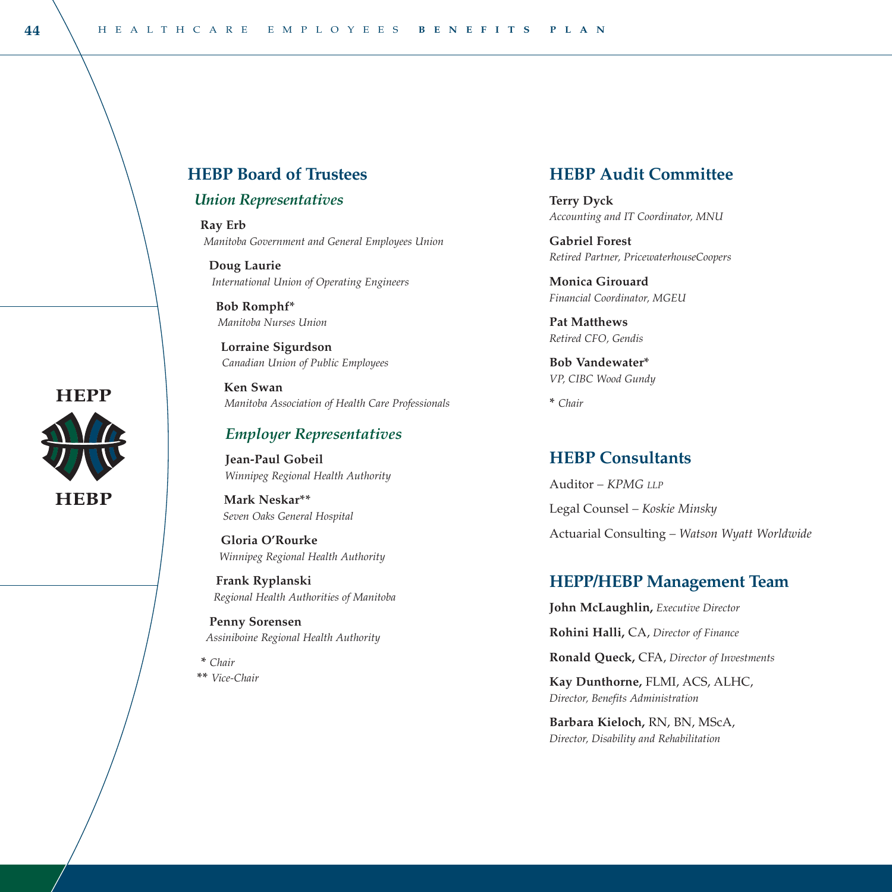## HEBP Board of Trustees

### *Union Representatives*

**Ray Erb**
*Manitoba Government and General Employees Union*

**Doug Laurie**
*International Union of Operating Engineers*

**Bob Romphf***
*Manitoba Nurses Union*

**Lorraine Sigurdson**
*Canadian Union of Public Employees*

**Ken Swan**
*Manitoba Association of Health Care Professionals*

### *Employer Representatives*

**Jean-Paul Gobeil**
*Winnipeg Regional Health Authority*

**Mark Neskar****
*Seven Oaks General Hospital*

**Gloria O'Rourke**
*Winnipeg Regional Health Authority*

**Frank Ryplanski**
*Regional Health Authorities of Manitoba*

**Penny Sorensen**
*Assiniboine Regional Health Authority*

\* *Chair*
\*\* *Vice-Chair*

HEPP

HEBP

## HEBP Audit Committee

**Terry Dyck**
*Accounting and IT Coordinator, MNU*

**Gabriel Forest**
*Retired Partner, PricewaterhouseCoopers*

**Monica Girouard**
*Financial Coordinator, MGEU*

**Pat Matthews**
*Retired CFO, Gendis*

**Bob Vandewater***
*VP, CIBC Wood Gundy*

\* *Chair*

## HEBP Consultants

Auditor – *KPMG LLP*

Legal Counsel – *Koskie Minsky*

Actuarial Consulting – *Watson Wyatt Worldwide*

## HEPP/HEBP Management Team

**John McLaughlin,** *Executive Director*

**Rohini Halli,** CA, *Director of Finance*

**Ronald Queck,** CFA, *Director of Investments*

**Kay Dunthorne,** FLMI, ACS, ALHC, *Director, Benefits Administration*

**Barbara Kieloch,** RN, BN, MScA, *Director, Disability and Rehabilitation*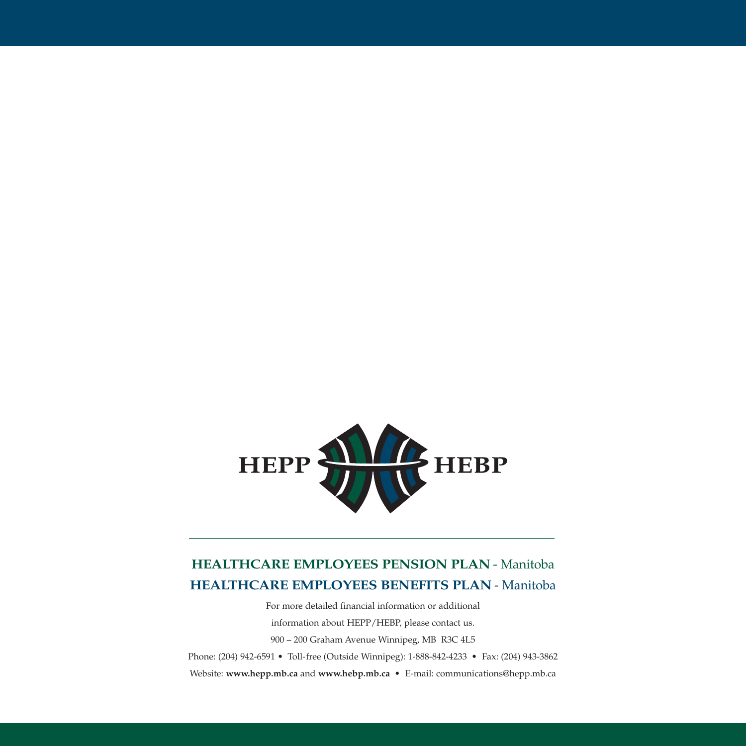HEPP HEBP

**HEALTHCARE EMPLOYEES PENSION PLAN** - Manitoba

**HEALTHCARE EMPLOYEES BENEFITS PLAN** - Manitoba

For more detailed financial information or additional information about HEPP/HEBP, please contact us.

900 – 200 Graham Avenue Winnipeg, MB R3C 4L5

Phone: (204) 942-6591 • Toll-free (Outside Winnipeg): 1-888-842-4233 • Fax: (204) 943-3862

Website: **www.hepp.mb.ca** and **www.hebp.mb.ca** • E-mail: communications@hepp.mb.ca